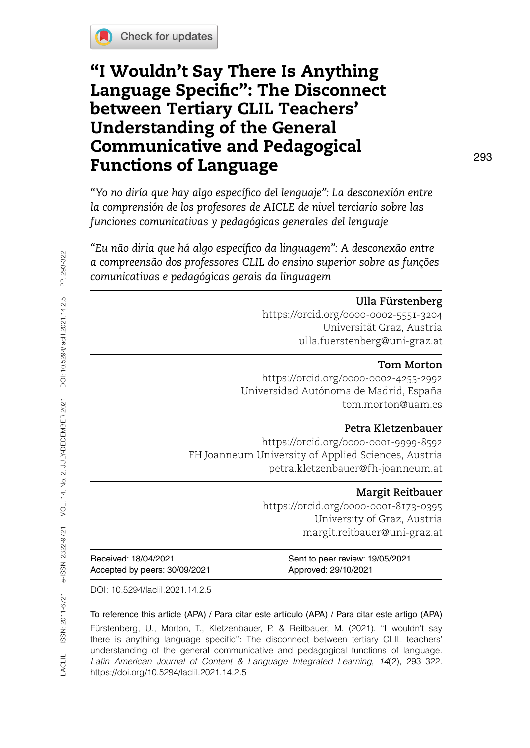# "I Wouldn't Say There Is Anything Language Specific": The Disconnect between Tertiary CLIL Teachers' Understanding of the General Communicative and Pedagogical Functions of Language

*"Yo no diría que hay algo específico del lenguaje": La desconexión entre la comprensión de los profesores de AICLE de nivel terciario sobre las funciones comunicativas y pedagógicas generales del lenguaje*

*"Eu não diria que há algo específico da linguagem": A desconexão entre a compreensão dos professores CLIL do ensino superior sobre as funções comunicativas e pedagógicas gerais da linguagem*

**Ulla Fürstenberg**
https://orcid.org/0000-0002-5551-3204
Universität Graz, Austria
ulla.fuerstenberg@uni-graz.at

**Tom Morton**
https://orcid.org/0000-0002-4255-2992
Universidad Autónoma de Madrid, España
tom.morton@uam.es

**Petra Kletzenbauer**
https://orcid.org/0000-0001-9999-8592
FH Joanneum University of Applied Sciences, Austria
petra.kletzenbauer@fh-joanneum.at

**Margit Reitbauer**
https://orcid.org/0000-0001-8173-0395
University of Graz, Austria
margit.reitbauer@uni-graz.at

Received: 18/04/2021
Accepted by peers: 30/09/2021
Sent to peer review: 19/05/2021
Approved: 29/10/2021

DOI: 10.5294/laclil.2021.14.2.5

To reference this article (APA) / Para citar este artículo (APA) / Para citar este artigo (APA)

Fürstenberg, U., Morton, T., Kletzenbauer, P. & Reitbauer, M. (2021). "I wouldn't say there is anything language specific": The disconnect between tertiary CLIL teachers' understanding of the general communicative and pedagogical functions of language. *Latin American Journal of Content & Language Integrated Learning*, *14*(2), 293–322. https://doi.org/10.5294/laclil.2021.14.2.5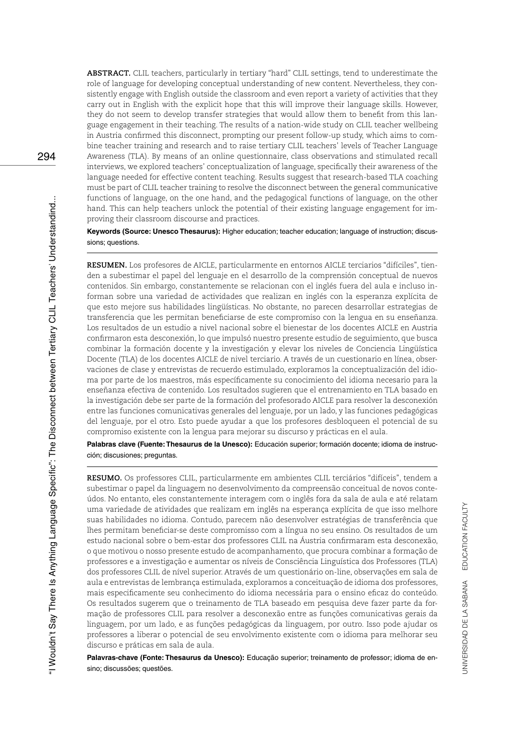**ABSTRACT.** CLIL teachers, particularly in tertiary "hard" CLIL settings, tend to underestimate the role of language for developing conceptual understanding of new content. Nevertheless, they consistently engage with English outside the classroom and even report a variety of activities that they carry out in English with the explicit hope that this will improve their language skills. However, they do not seem to develop transfer strategies that would allow them to benefit from this language engagement in their teaching. The results of a nation-wide study on CLIL teacher wellbeing in Austria confirmed this disconnect, prompting our present follow-up study, which aims to combine teacher training and research and to raise tertiary CLIL teachers' levels of Teacher Language Awareness (TLA). By means of an online questionnaire, class observations and stimulated recall interviews, we explored teachers' conceptualization of language, specifically their awareness of the language needed for effective content teaching. Results suggest that research-based TLA coaching must be part of CLIL teacher training to resolve the disconnect between the general communicative functions of language, on the one hand, and the pedagogical functions of language, on the other hand. This can help teachers unlock the potential of their existing language engagement for improving their classroom discourse and practices.

**Keywords (Source: Unesco Thesaurus):** Higher education; teacher education; language of instruction; discussions; questions.

---

**RESUMEN.** Los profesores de AICLE, particularmente en entornos AICLE terciarios "difíciles", tienden a subestimar el papel del lenguaje en el desarrollo de la comprensión conceptual de nuevos contenidos. Sin embargo, constantemente se relacionan con el inglés fuera del aula e incluso informan sobre una variedad de actividades que realizan en inglés con la esperanza explícita de que esto mejore sus habilidades lingüísticas. No obstante, no parecen desarrollar estrategias de transferencia que les permitan beneficiarse de este compromiso con la lengua en su enseñanza. Los resultados de un estudio a nivel nacional sobre el bienestar de los docentes AICLE en Austria confirmaron esta desconexión, lo que impulsó nuestro presente estudio de seguimiento, que busca combinar la formación docente y la investigación y elevar los niveles de Conciencia Lingüística Docente (TLA) de los docentes AICLE de nivel terciario. A través de un cuestionario en línea, observaciones de clase y entrevistas de recuerdo estimulado, exploramos la conceptualización del idioma por parte de los maestros, más específicamente su conocimiento del idioma necesario para la enseñanza efectiva de contenido. Los resultados sugieren que el entrenamiento en TLA basado en la investigación debe ser parte de la formación del profesorado AICLE para resolver la desconexión entre las funciones comunicativas generales del lenguaje, por un lado, y las funciones pedagógicas del lenguaje, por el otro. Esto puede ayudar a que los profesores desbloqueen el potencial de su compromiso existente con la lengua para mejorar su discurso y prácticas en el aula.

**Palabras clave (Fuente: Thesaurus de la Unesco):** Educación superior; formación docente; idioma de instrucción; discusiones; preguntas.

---

**RESUMO.** Os professores CLIL, particularmente em ambientes CLIL terciários "difíceis", tendem a subestimar o papel da linguagem no desenvolvimento da compreensão conceitual de novos conteúdos. No entanto, eles constantemente interagem com o inglês fora da sala de aula e até relatam uma variedade de atividades que realizam em inglês na esperança explícita de que isso melhore suas habilidades no idioma. Contudo, parecem não desenvolver estratégias de transferência que lhes permitam beneficiar-se deste compromisso com a língua no seu ensino. Os resultados de um estudo nacional sobre o bem-estar dos professores CLIL na Áustria confirmaram esta desconexão, o que motivou o nosso presente estudo de acompanhamento, que procura combinar a formação de professores e a investigação e aumentar os níveis de Consciência Linguística dos Professores (TLA) dos professores CLIL de nível superior. Através de um questionário on-line, observações em sala de aula e entrevistas de lembrança estimulada, exploramos a conceituação de idioma dos professores, mais especificamente seu conhecimento do idioma necessária para o ensino eficaz do conteúdo. Os resultados sugerem que o treinamento de TLA baseado em pesquisa deve fazer parte da formação de professores CLIL para resolver a desconexão entre as funções comunicativas gerais da linguagem, por um lado, e as funções pedagógicas da linguagem, por outro. Isso pode ajudar os professores a liberar o potencial de seu envolvimento existente com o idioma para melhorar seu discurso e práticas em sala de aula.

**Palavras-chave (Fonte: Thesaurus da Unesco):** Educação superior; treinamento de professor; idioma de ensino; discussões; questões.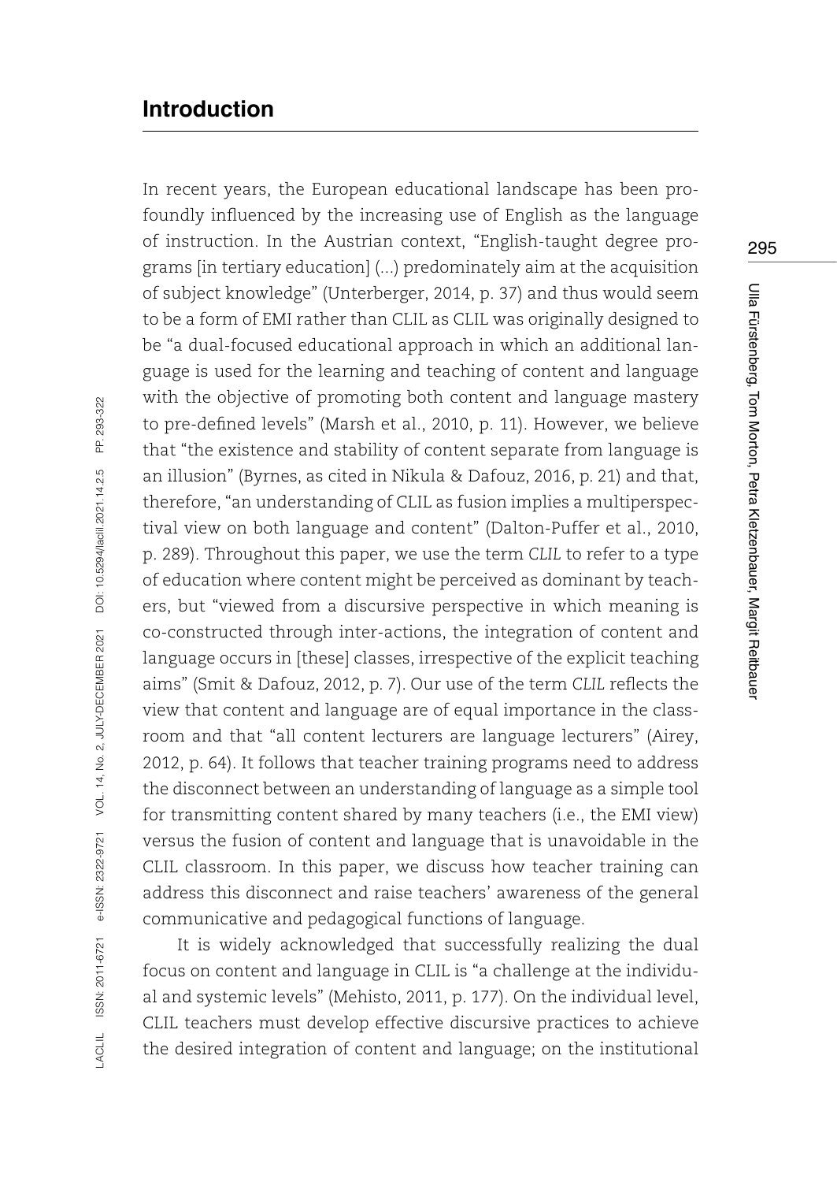## Introduction

In recent years, the European educational landscape has been profoundly influenced by the increasing use of English as the language of instruction. In the Austrian context, "English-taught degree programs [in tertiary education] (…) predominately aim at the acquisition of subject knowledge" (Unterberger, 2014, p. 37) and thus would seem to be a form of EMI rather than CLIL as CLIL was originally designed to be "a dual-focused educational approach in which an additional language is used for the learning and teaching of content and language with the objective of promoting both content and language mastery to pre-defined levels" (Marsh et al., 2010, p. 11). However, we believe that "the existence and stability of content separate from language is an illusion" (Byrnes, as cited in Nikula & Dafouz, 2016, p. 21) and that, therefore, "an understanding of CLIL as fusion implies a multiperspectival view on both language and content" (Dalton-Puffer et al., 2010, p. 289). Throughout this paper, we use the term *CLIL* to refer to a type of education where content might be perceived as dominant by teachers, but "viewed from a discursive perspective in which meaning is co-constructed through inter-actions, the integration of content and language occurs in [these] classes, irrespective of the explicit teaching aims" (Smit & Dafouz, 2012, p. 7). Our use of the term *CLIL* reflects the view that content and language are of equal importance in the classroom and that "all content lecturers are language lecturers" (Airey, 2012, p. 64). It follows that teacher training programs need to address the disconnect between an understanding of language as a simple tool for transmitting content shared by many teachers (i.e., the EMI view) versus the fusion of content and language that is unavoidable in the CLIL classroom. In this paper, we discuss how teacher training can address this disconnect and raise teachers' awareness of the general communicative and pedagogical functions of language.

It is widely acknowledged that successfully realizing the dual focus on content and language in CLIL is "a challenge at the individual and systemic levels" (Mehisto, 2011, p. 177). On the individual level, CLIL teachers must develop effective discursive practices to achieve the desired integration of content and language; on the institutional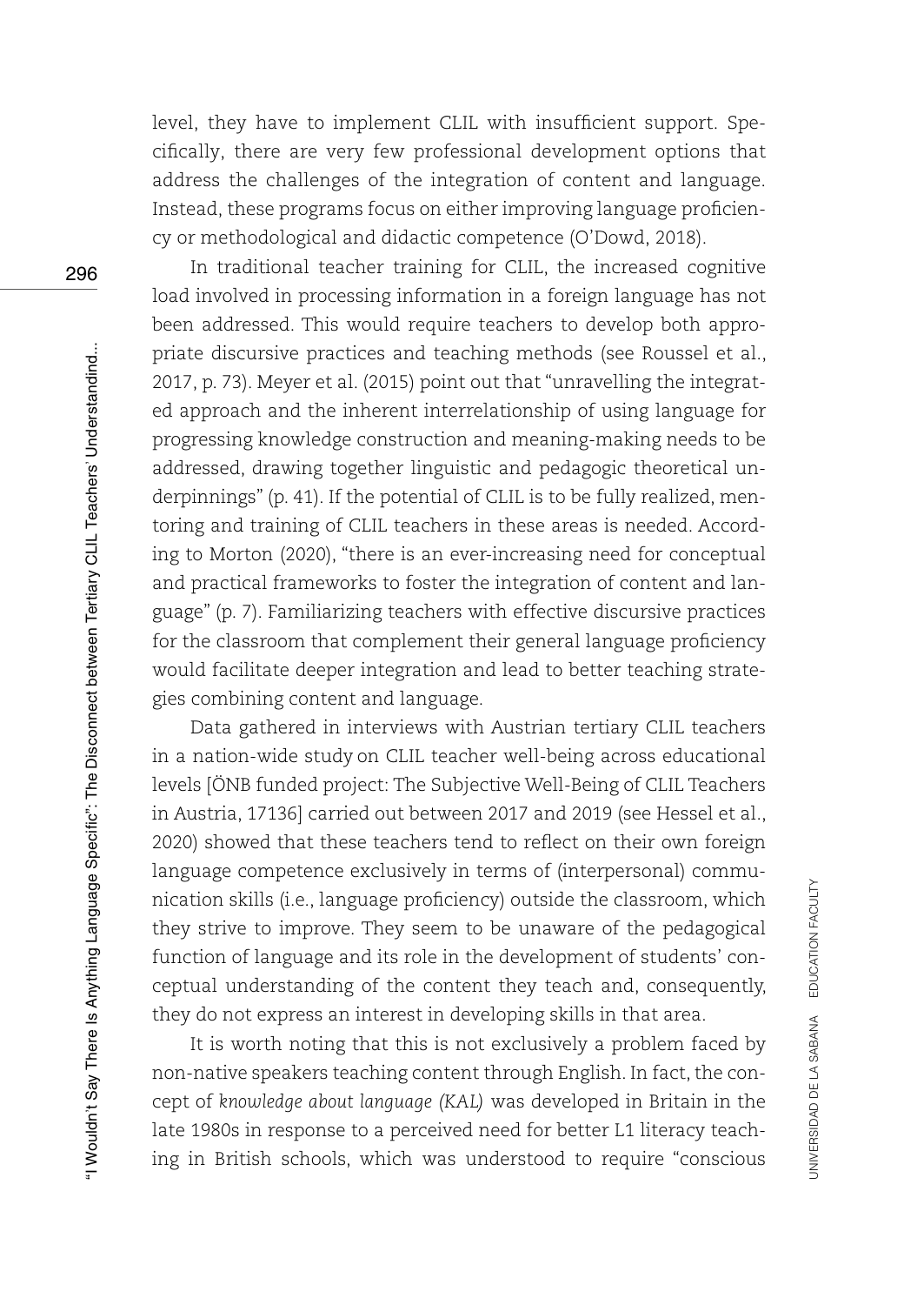level, they have to implement CLIL with insufficient support. Specifically, there are very few professional development options that address the challenges of the integration of content and language. Instead, these programs focus on either improving language proficiency or methodological and didactic competence (O'Dowd, 2018).

In traditional teacher training for CLIL, the increased cognitive load involved in processing information in a foreign language has not been addressed. This would require teachers to develop both appropriate discursive practices and teaching methods (see Roussel et al., 2017, p. 73). Meyer et al. (2015) point out that "unravelling the integrated approach and the inherent interrelationship of using language for progressing knowledge construction and meaning-making needs to be addressed, drawing together linguistic and pedagogic theoretical underpinnings" (p. 41). If the potential of CLIL is to be fully realized, mentoring and training of CLIL teachers in these areas is needed. According to Morton (2020), "there is an ever-increasing need for conceptual and practical frameworks to foster the integration of content and language" (p. 7). Familiarizing teachers with effective discursive practices for the classroom that complement their general language proficiency would facilitate deeper integration and lead to better teaching strategies combining content and language.

Data gathered in interviews with Austrian tertiary CLIL teachers in a nation-wide study on CLIL teacher well-being across educational levels [ÖNB funded project: The Subjective Well-Being of CLIL Teachers in Austria, 17136] carried out between 2017 and 2019 (see Hessel et al., 2020) showed that these teachers tend to reflect on their own foreign language competence exclusively in terms of (interpersonal) communication skills (i.e., language proficiency) outside the classroom, which they strive to improve. They seem to be unaware of the pedagogical function of language and its role in the development of students' conceptual understanding of the content they teach and, consequently, they do not express an interest in developing skills in that area.

It is worth noting that this is not exclusively a problem faced by non-native speakers teaching content through English. In fact, the concept of *knowledge about language (KAL)* was developed in Britain in the late 1980s in response to a perceived need for better L1 literacy teaching in British schools, which was understood to require "conscious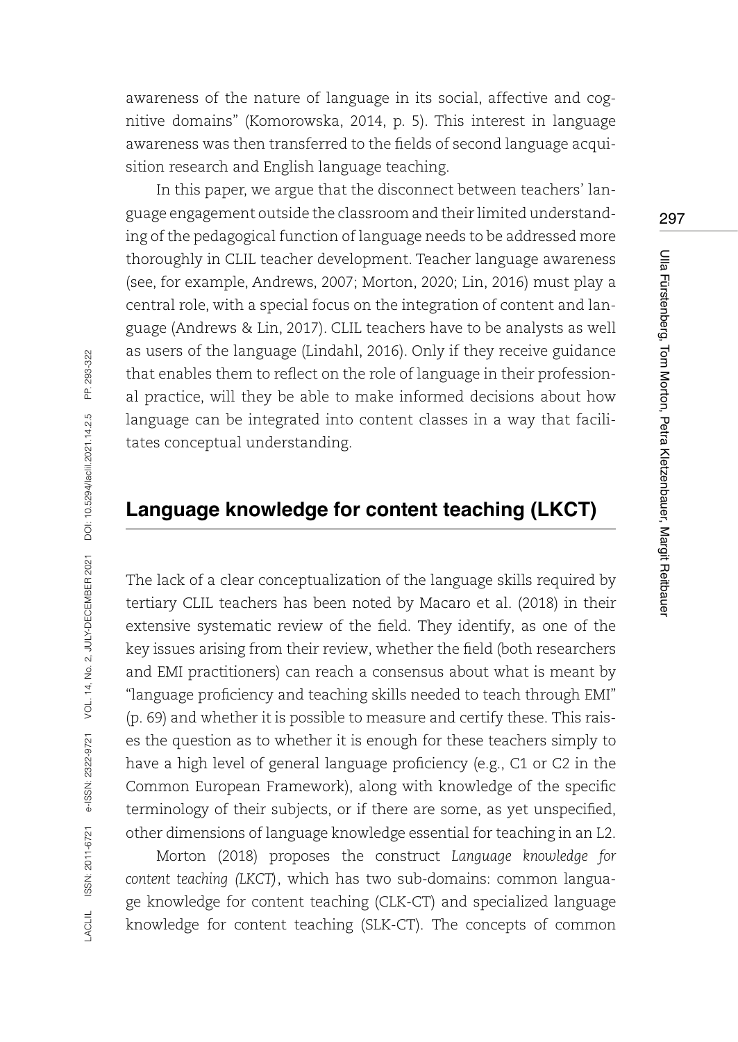awareness of the nature of language in its social, affective and cognitive domains" (Komorowska, 2014, p. 5). This interest in language awareness was then transferred to the fields of second language acquisition research and English language teaching.

In this paper, we argue that the disconnect between teachers' language engagement outside the classroom and their limited understanding of the pedagogical function of language needs to be addressed more thoroughly in CLIL teacher development. Teacher language awareness (see, for example, Andrews, 2007; Morton, 2020; Lin, 2016) must play a central role, with a special focus on the integration of content and language (Andrews & Lin, 2017). CLIL teachers have to be analysts as well as users of the language (Lindahl, 2016). Only if they receive guidance that enables them to reflect on the role of language in their professional practice, will they be able to make informed decisions about how language can be integrated into content classes in a way that facilitates conceptual understanding.

## Language knowledge for content teaching (LKCT)

The lack of a clear conceptualization of the language skills required by tertiary CLIL teachers has been noted by Macaro et al. (2018) in their extensive systematic review of the field. They identify, as one of the key issues arising from their review, whether the field (both researchers and EMI practitioners) can reach a consensus about what is meant by "language proficiency and teaching skills needed to teach through EMI" (p. 69) and whether it is possible to measure and certify these. This raises the question as to whether it is enough for these teachers simply to have a high level of general language proficiency (e.g., C1 or C2 in the Common European Framework), along with knowledge of the specific terminology of their subjects, or if there are some, as yet unspecified, other dimensions of language knowledge essential for teaching in an L2.

Morton (2018) proposes the construct *Language knowledge for content teaching (LKCT)*, which has two sub-domains: common language knowledge for content teaching (CLK-CT) and specialized language knowledge for content teaching (SLK-CT). The concepts of common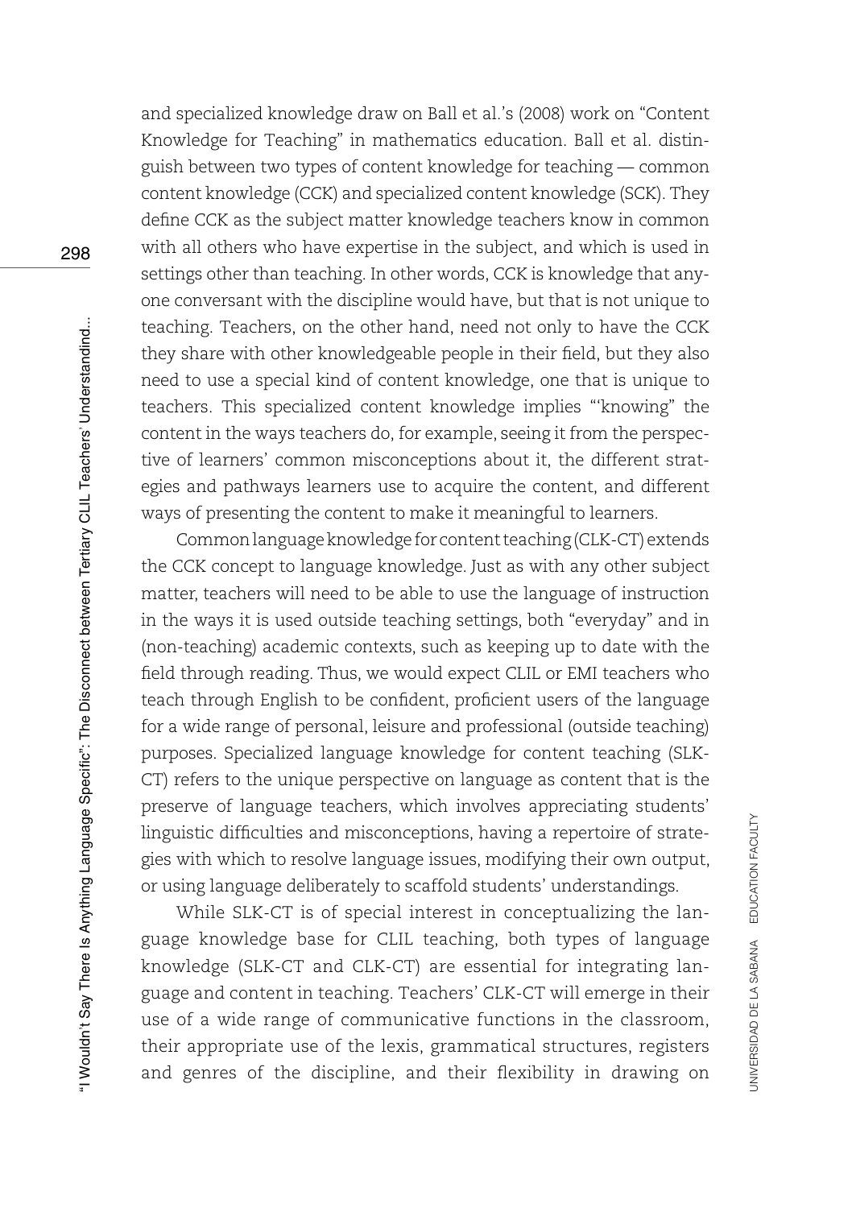and specialized knowledge draw on Ball et al.'s (2008) work on "Content Knowledge for Teaching" in mathematics education. Ball et al. distinguish between two types of content knowledge for teaching — common content knowledge (CCK) and specialized content knowledge (SCK). They define CCK as the subject matter knowledge teachers know in common with all others who have expertise in the subject, and which is used in settings other than teaching. In other words, CCK is knowledge that anyone conversant with the discipline would have, but that is not unique to teaching. Teachers, on the other hand, need not only to have the CCK they share with other knowledgeable people in their field, but they also need to use a special kind of content knowledge, one that is unique to teachers. This specialized content knowledge implies "'knowing" the content in the ways teachers do, for example, seeing it from the perspective of learners' common misconceptions about it, the different strategies and pathways learners use to acquire the content, and different ways of presenting the content to make it meaningful to learners.

Common language knowledge for content teaching (CLK-CT) extends the CCK concept to language knowledge. Just as with any other subject matter, teachers will need to be able to use the language of instruction in the ways it is used outside teaching settings, both "everyday" and in (non-teaching) academic contexts, such as keeping up to date with the field through reading. Thus, we would expect CLIL or EMI teachers who teach through English to be confident, proficient users of the language for a wide range of personal, leisure and professional (outside teaching) purposes. Specialized language knowledge for content teaching (SLK-CT) refers to the unique perspective on language as content that is the preserve of language teachers, which involves appreciating students' linguistic difficulties and misconceptions, having a repertoire of strategies with which to resolve language issues, modifying their own output, or using language deliberately to scaffold students' understandings.

While SLK-CT is of special interest in conceptualizing the language knowledge base for CLIL teaching, both types of language knowledge (SLK-CT and CLK-CT) are essential for integrating language and content in teaching. Teachers' CLK-CT will emerge in their use of a wide range of communicative functions in the classroom, their appropriate use of the lexis, grammatical structures, registers and genres of the discipline, and their flexibility in drawing on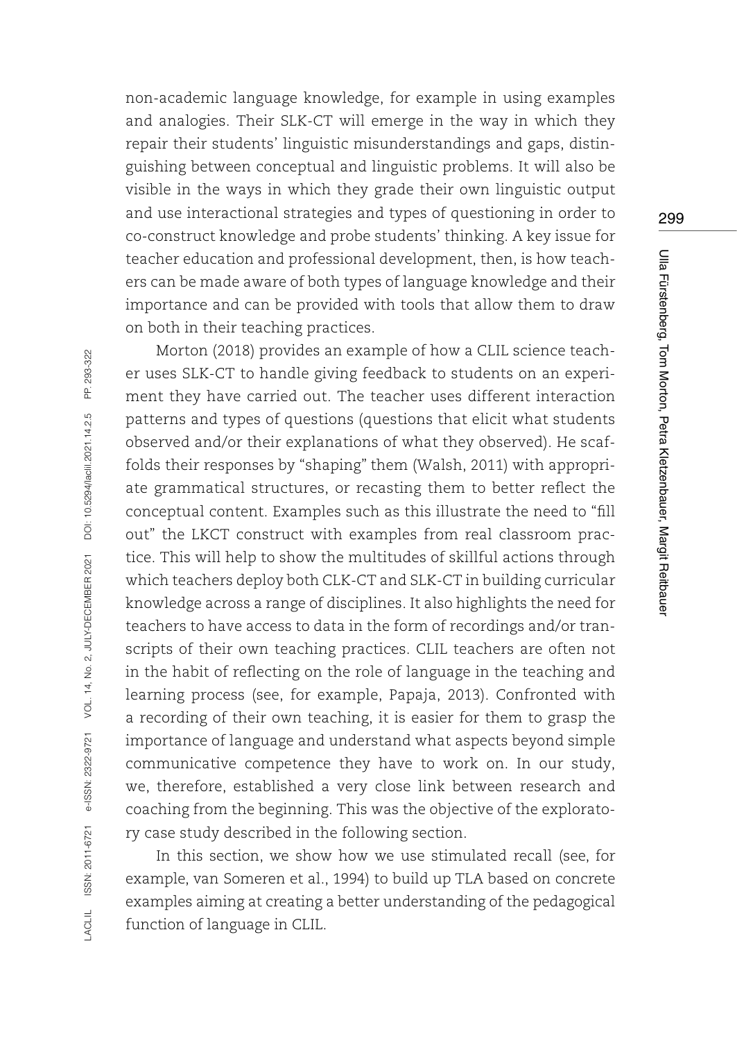non-academic language knowledge, for example in using examples and analogies. Their SLK-CT will emerge in the way in which they repair their students' linguistic misunderstandings and gaps, distinguishing between conceptual and linguistic problems. It will also be visible in the ways in which they grade their own linguistic output and use interactional strategies and types of questioning in order to co-construct knowledge and probe students' thinking. A key issue for teacher education and professional development, then, is how teachers can be made aware of both types of language knowledge and their importance and can be provided with tools that allow them to draw on both in their teaching practices.

Morton (2018) provides an example of how a CLIL science teacher uses SLK-CT to handle giving feedback to students on an experiment they have carried out. The teacher uses different interaction patterns and types of questions (questions that elicit what students observed and/or their explanations of what they observed). He scaffolds their responses by "shaping" them (Walsh, 2011) with appropriate grammatical structures, or recasting them to better reflect the conceptual content. Examples such as this illustrate the need to "fill out" the LKCT construct with examples from real classroom practice. This will help to show the multitudes of skillful actions through which teachers deploy both CLK-CT and SLK-CT in building curricular knowledge across a range of disciplines. It also highlights the need for teachers to have access to data in the form of recordings and/or transcripts of their own teaching practices. CLIL teachers are often not in the habit of reflecting on the role of language in the teaching and learning process (see, for example, Papaja, 2013). Confronted with a recording of their own teaching, it is easier for them to grasp the importance of language and understand what aspects beyond simple communicative competence they have to work on. In our study, we, therefore, established a very close link between research and coaching from the beginning. This was the objective of the exploratory case study described in the following section.

In this section, we show how we use stimulated recall (see, for example, van Someren et al., 1994) to build up TLA based on concrete examples aiming at creating a better understanding of the pedagogical function of language in CLIL.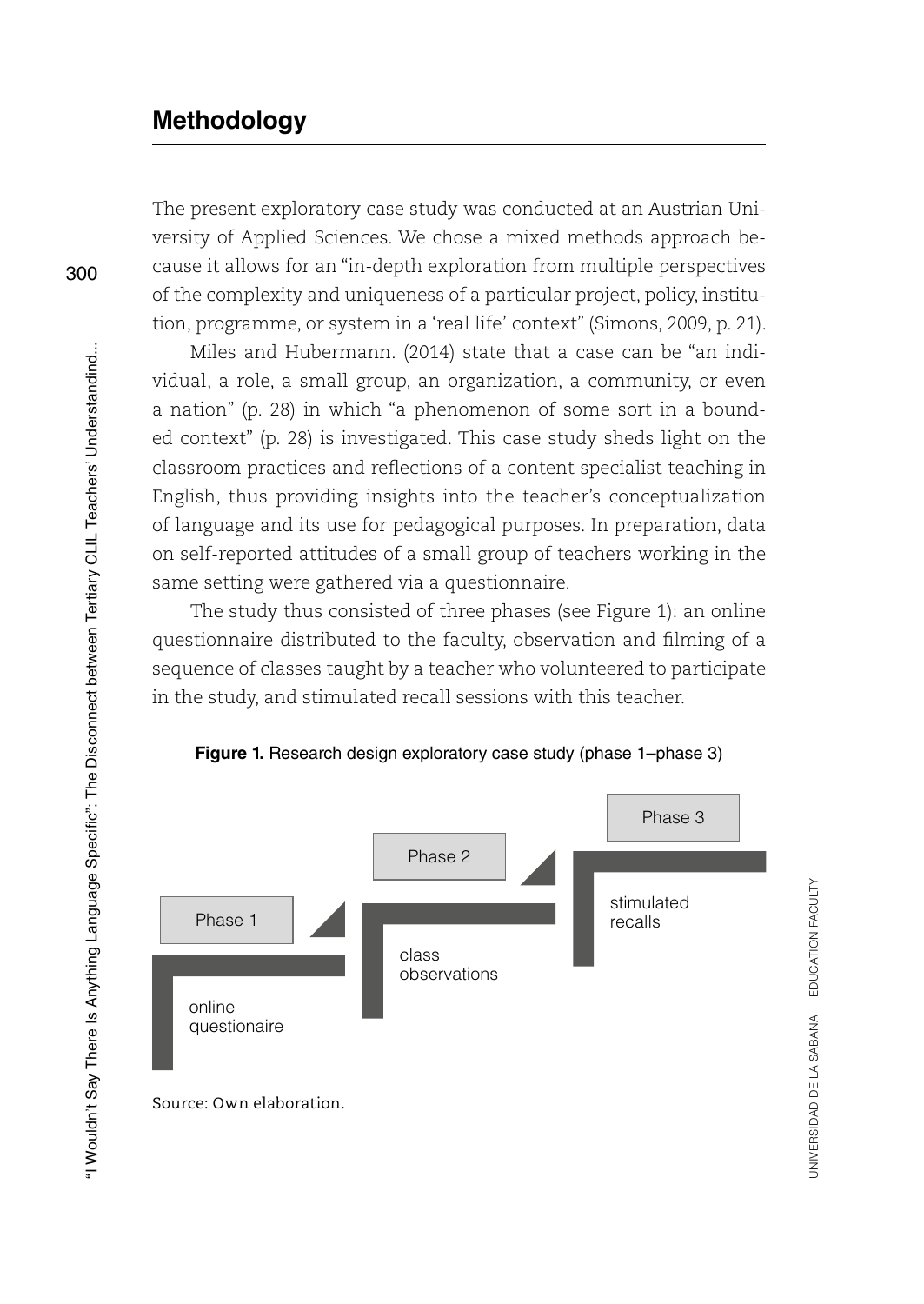## Methodology

The present exploratory case study was conducted at an Austrian University of Applied Sciences. We chose a mixed methods approach because it allows for an "in-depth exploration from multiple perspectives of the complexity and uniqueness of a particular project, policy, institution, programme, or system in a 'real life' context" (Simons, 2009, p. 21).

Miles and Hubermann. (2014) state that a case can be "an individual, a role, a small group, an organization, a community, or even a nation" (p. 28) in which "a phenomenon of some sort in a bounded context" (p. 28) is investigated. This case study sheds light on the classroom practices and reflections of a content specialist teaching in English, thus providing insights into the teacher's conceptualization of language and its use for pedagogical purposes. In preparation, data on self-reported attitudes of a small group of teachers working in the same setting were gathered via a questionnaire.

The study thus consisted of three phases (see Figure 1): an online questionnaire distributed to the faculty, observation and filming of a sequence of classes taught by a teacher who volunteered to participate in the study, and stimulated recall sessions with this teacher.

**Figure 1.** Research design exploratory case study (phase 1–phase 3)

Phase 1 — online questionaire

Phase 2 — class observations

Phase 3 — stimulated recalls

Source: Own elaboration.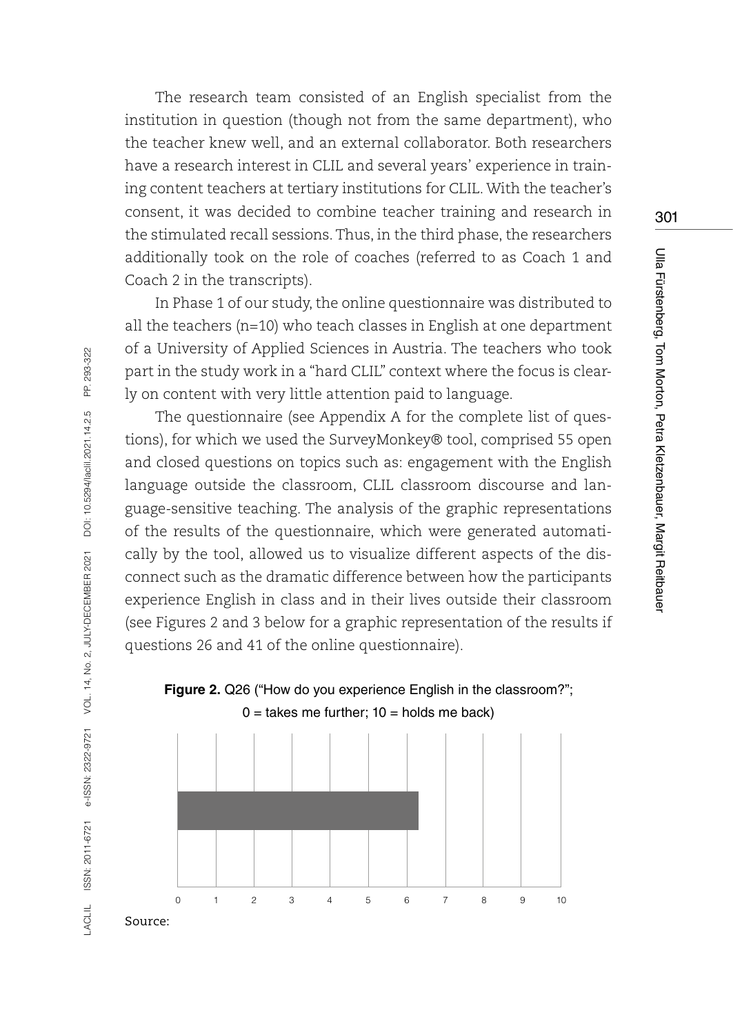The research team consisted of an English specialist from the institution in question (though not from the same department), who the teacher knew well, and an external collaborator. Both researchers have a research interest in CLIL and several years' experience in training content teachers at tertiary institutions for CLIL. With the teacher's consent, it was decided to combine teacher training and research in the stimulated recall sessions. Thus, in the third phase, the researchers additionally took on the role of coaches (referred to as Coach 1 and Coach 2 in the transcripts).

In Phase 1 of our study, the online questionnaire was distributed to all the teachers (n=10) who teach classes in English at one department of a University of Applied Sciences in Austria. The teachers who took part in the study work in a "hard CLIL" context where the focus is clearly on content with very little attention paid to language.

The questionnaire (see Appendix A for the complete list of questions), for which we used the SurveyMonkey® tool, comprised 55 open and closed questions on topics such as: engagement with the English language outside the classroom, CLIL classroom discourse and language-sensitive teaching. The analysis of the graphic representations of the results of the questionnaire, which were generated automatically by the tool, allowed us to visualize different aspects of the disconnect such as the dramatic difference between how the participants experience English in class and in their lives outside their classroom (see Figures 2 and 3 below for a graphic representation of the results if questions 26 and 41 of the online questionnaire).

**Figure 2.** Q26 ("How do you experience English in the classroom?"; 0 = takes me further; 10 = holds me back)

0 1 2 3 4 5 6 7 8 9 10

Source: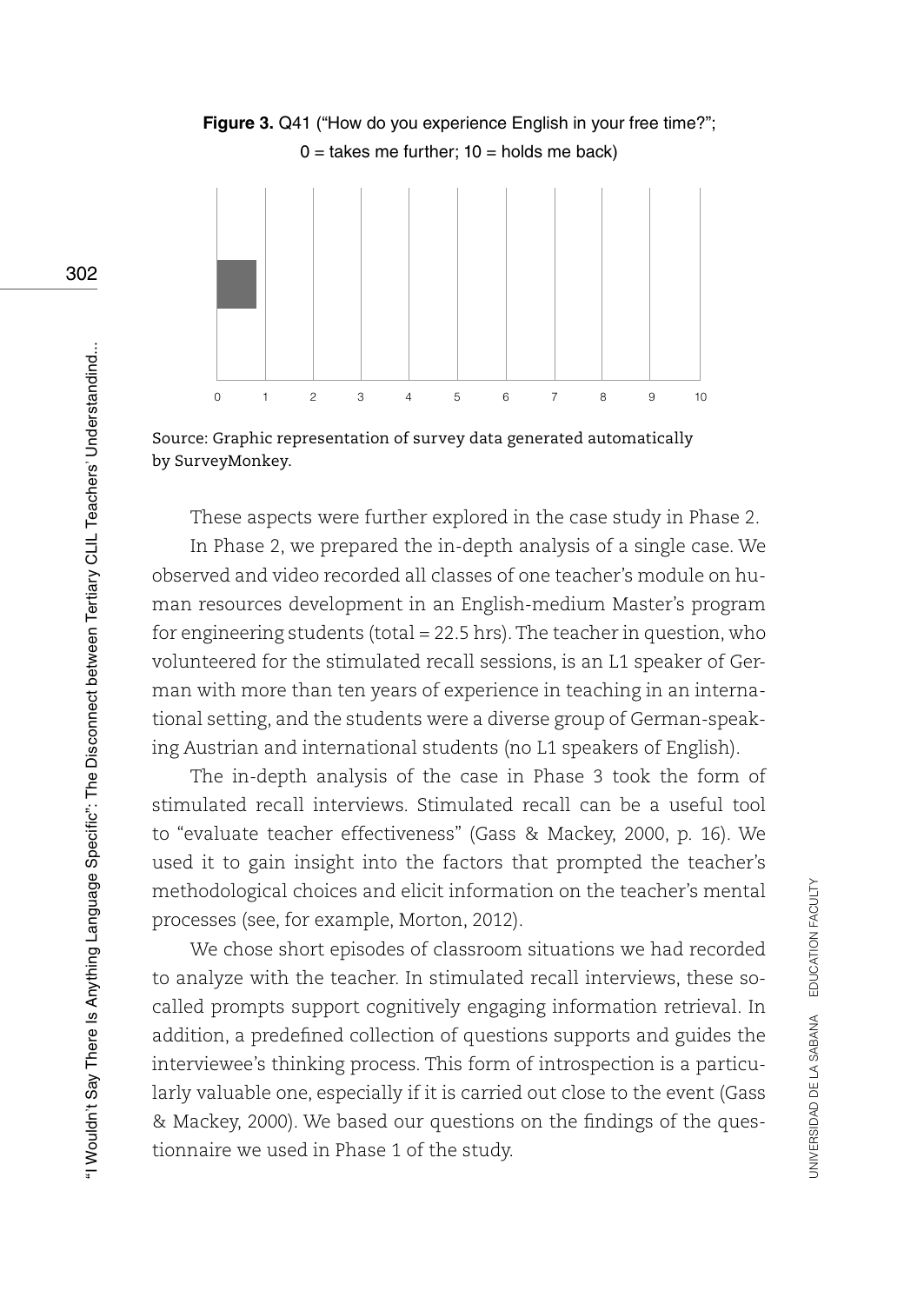**Figure 3.** Q41 ("How do you experience English in your free time?"; 0 = takes me further; 10 = holds me back)

Source: Graphic representation of survey data generated automatically by SurveyMonkey.

These aspects were further explored in the case study in Phase 2.

In Phase 2, we prepared the in-depth analysis of a single case. We observed and video recorded all classes of one teacher's module on human resources development in an English-medium Master's program for engineering students (total = 22.5 hrs). The teacher in question, who volunteered for the stimulated recall sessions, is an L1 speaker of German with more than ten years of experience in teaching in an international setting, and the students were a diverse group of German-speaking Austrian and international students (no L1 speakers of English).

The in-depth analysis of the case in Phase 3 took the form of stimulated recall interviews. Stimulated recall can be a useful tool to "evaluate teacher effectiveness" (Gass & Mackey, 2000, p. 16). We used it to gain insight into the factors that prompted the teacher's methodological choices and elicit information on the teacher's mental processes (see, for example, Morton, 2012).

We chose short episodes of classroom situations we had recorded to analyze with the teacher. In stimulated recall interviews, these so-called prompts support cognitively engaging information retrieval. In addition, a predefined collection of questions supports and guides the interviewee's thinking process. This form of introspection is a particularly valuable one, especially if it is carried out close to the event (Gass & Mackey, 2000). We based our questions on the findings of the questionnaire we used in Phase 1 of the study.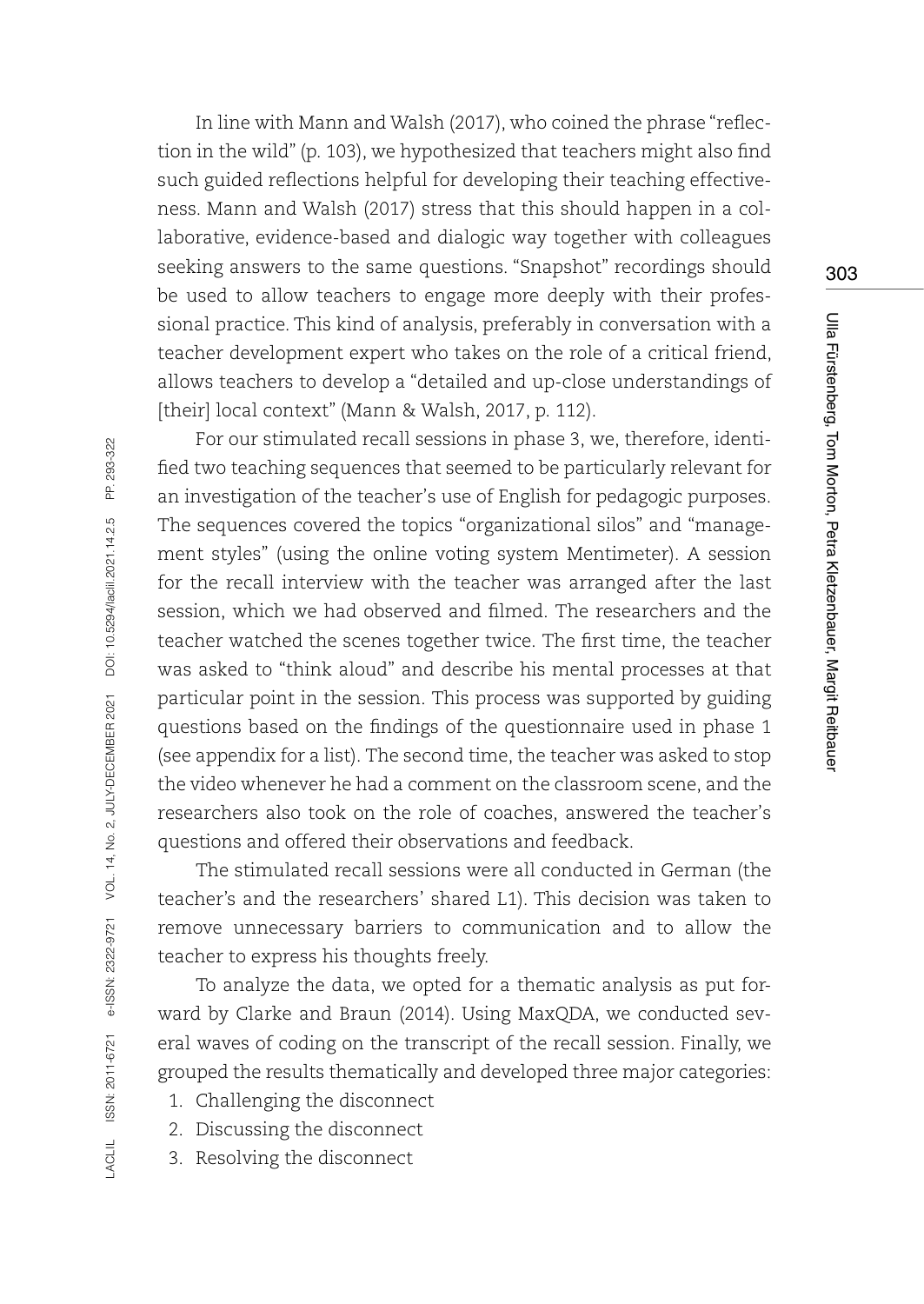In line with Mann and Walsh (2017), who coined the phrase "reflection in the wild" (p. 103), we hypothesized that teachers might also find such guided reflections helpful for developing their teaching effectiveness. Mann and Walsh (2017) stress that this should happen in a collaborative, evidence-based and dialogic way together with colleagues seeking answers to the same questions. "Snapshot" recordings should be used to allow teachers to engage more deeply with their professional practice. This kind of analysis, preferably in conversation with a teacher development expert who takes on the role of a critical friend, allows teachers to develop a "detailed and up-close understandings of [their] local context" (Mann & Walsh, 2017, p. 112).

For our stimulated recall sessions in phase 3, we, therefore, identified two teaching sequences that seemed to be particularly relevant for an investigation of the teacher's use of English for pedagogic purposes. The sequences covered the topics "organizational silos" and "management styles" (using the online voting system Mentimeter). A session for the recall interview with the teacher was arranged after the last session, which we had observed and filmed. The researchers and the teacher watched the scenes together twice. The first time, the teacher was asked to "think aloud" and describe his mental processes at that particular point in the session. This process was supported by guiding questions based on the findings of the questionnaire used in phase 1 (see appendix for a list). The second time, the teacher was asked to stop the video whenever he had a comment on the classroom scene, and the researchers also took on the role of coaches, answered the teacher's questions and offered their observations and feedback.

The stimulated recall sessions were all conducted in German (the teacher's and the researchers' shared L1). This decision was taken to remove unnecessary barriers to communication and to allow the teacher to express his thoughts freely.

To analyze the data, we opted for a thematic analysis as put forward by Clarke and Braun (2014). Using MaxQDA, we conducted several waves of coding on the transcript of the recall session. Finally, we grouped the results thematically and developed three major categories:

1. Challenging the disconnect
2. Discussing the disconnect
3. Resolving the disconnect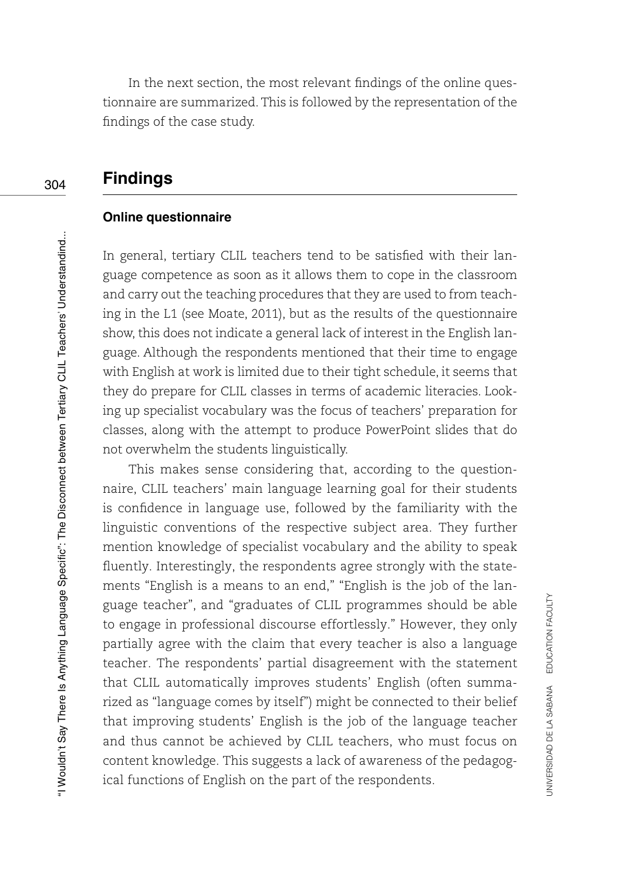In the next section, the most relevant findings of the online questionnaire are summarized. This is followed by the representation of the findings of the case study.

## Findings

### Online questionnaire

In general, tertiary CLIL teachers tend to be satisfied with their language competence as soon as it allows them to cope in the classroom and carry out the teaching procedures that they are used to from teaching in the L1 (see Moate, 2011), but as the results of the questionnaire show, this does not indicate a general lack of interest in the English language. Although the respondents mentioned that their time to engage with English at work is limited due to their tight schedule, it seems that they do prepare for CLIL classes in terms of academic literacies. Looking up specialist vocabulary was the focus of teachers' preparation for classes, along with the attempt to produce PowerPoint slides that do not overwhelm the students linguistically.

This makes sense considering that, according to the questionnaire, CLIL teachers' main language learning goal for their students is confidence in language use, followed by the familiarity with the linguistic conventions of the respective subject area. They further mention knowledge of specialist vocabulary and the ability to speak fluently. Interestingly, the respondents agree strongly with the statements "English is a means to an end," "English is the job of the language teacher", and "graduates of CLIL programmes should be able to engage in professional discourse effortlessly." However, they only partially agree with the claim that every teacher is also a language teacher. The respondents' partial disagreement with the statement that CLIL automatically improves students' English (often summarized as "language comes by itself") might be connected to their belief that improving students' English is the job of the language teacher and thus cannot be achieved by CLIL teachers, who must focus on content knowledge. This suggests a lack of awareness of the pedagogical functions of English on the part of the respondents.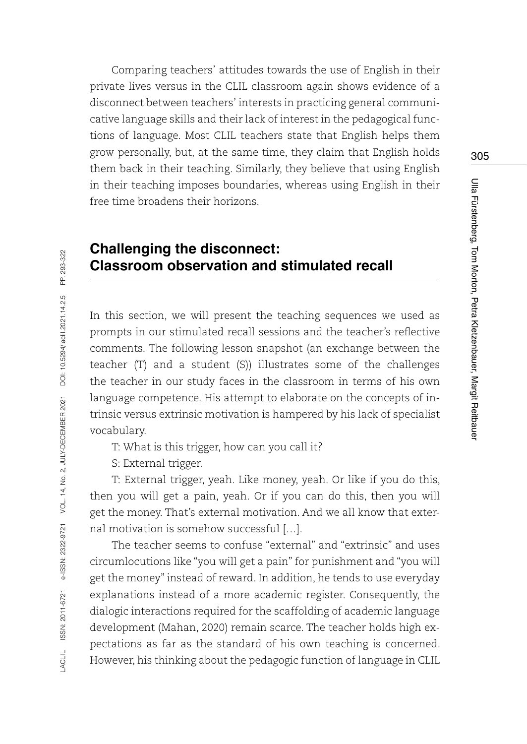Comparing teachers' attitudes towards the use of English in their private lives versus in the CLIL classroom again shows evidence of a disconnect between teachers' interests in practicing general communicative language skills and their lack of interest in the pedagogical functions of language. Most CLIL teachers state that English helps them grow personally, but, at the same time, they claim that English holds them back in their teaching. Similarly, they believe that using English in their teaching imposes boundaries, whereas using English in their free time broadens their horizons.

## Challenging the disconnect: Classroom observation and stimulated recall

In this section, we will present the teaching sequences we used as prompts in our stimulated recall sessions and the teacher's reflective comments. The following lesson snapshot (an exchange between the teacher (T) and a student (S)) illustrates some of the challenges the teacher in our study faces in the classroom in terms of his own language competence. His attempt to elaborate on the concepts of intrinsic versus extrinsic motivation is hampered by his lack of specialist vocabulary.

T: What is this trigger, how can you call it?

S: External trigger.

T: External trigger, yeah. Like money, yeah. Or like if you do this, then you will get a pain, yeah. Or if you can do this, then you will get the money. That's external motivation. And we all know that external motivation is somehow successful [...].

The teacher seems to confuse "external" and "extrinsic" and uses circumlocutions like "you will get a pain" for punishment and "you will get the money" instead of reward. In addition, he tends to use everyday explanations instead of a more academic register. Consequently, the dialogic interactions required for the scaffolding of academic language development (Mahan, 2020) remain scarce. The teacher holds high expectations as far as the standard of his own teaching is concerned. However, his thinking about the pedagogic function of language in CLIL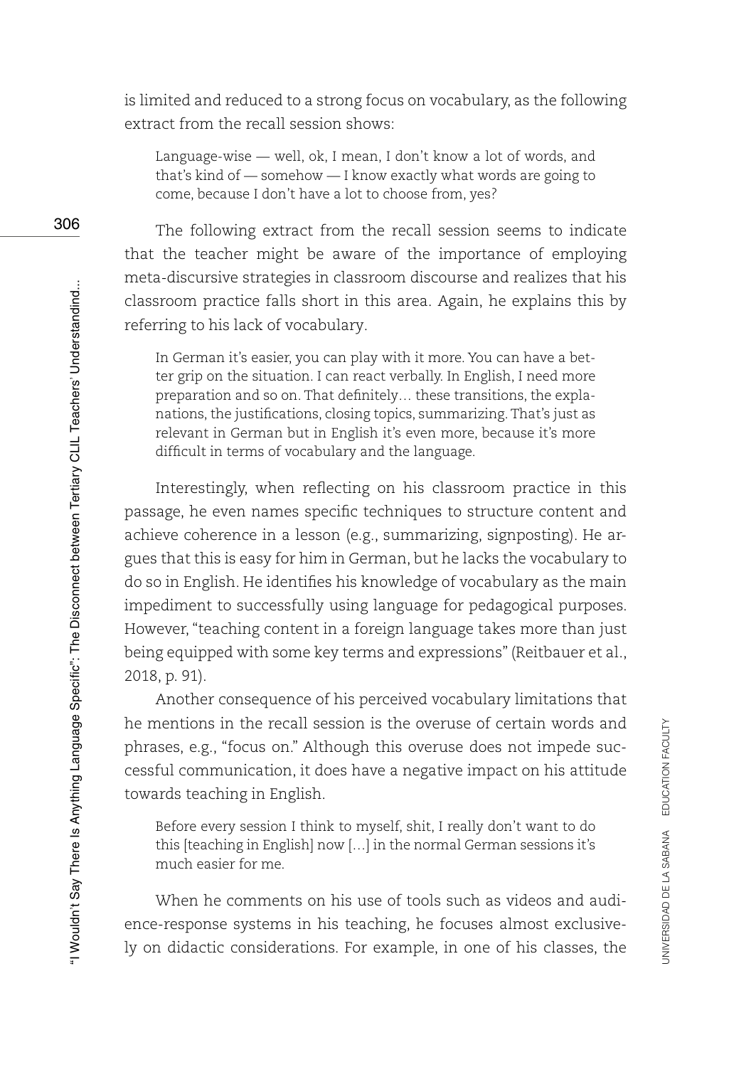is limited and reduced to a strong focus on vocabulary, as the following extract from the recall session shows:

> Language-wise — well, ok, I mean, I don't know a lot of words, and that's kind of — somehow — I know exactly what words are going to come, because I don't have a lot to choose from, yes?

The following extract from the recall session seems to indicate that the teacher might be aware of the importance of employing meta-discursive strategies in classroom discourse and realizes that his classroom practice falls short in this area. Again, he explains this by referring to his lack of vocabulary.

> In German it's easier, you can play with it more. You can have a better grip on the situation. I can react verbally. In English, I need more preparation and so on. That definitely… these transitions, the explanations, the justifications, closing topics, summarizing. That's just as relevant in German but in English it's even more, because it's more difficult in terms of vocabulary and the language.

Interestingly, when reflecting on his classroom practice in this passage, he even names specific techniques to structure content and achieve coherence in a lesson (e.g., summarizing, signposting). He argues that this is easy for him in German, but he lacks the vocabulary to do so in English. He identifies his knowledge of vocabulary as the main impediment to successfully using language for pedagogical purposes. However, "teaching content in a foreign language takes more than just being equipped with some key terms and expressions" (Reitbauer et al., 2018, p. 91).

Another consequence of his perceived vocabulary limitations that he mentions in the recall session is the overuse of certain words and phrases, e.g., "focus on." Although this overuse does not impede successful communication, it does have a negative impact on his attitude towards teaching in English.

> Before every session I think to myself, shit, I really don't want to do this [teaching in English] now […] in the normal German sessions it's much easier for me.

When he comments on his use of tools such as videos and audience-response systems in his teaching, he focuses almost exclusively on didactic considerations. For example, in one of his classes, the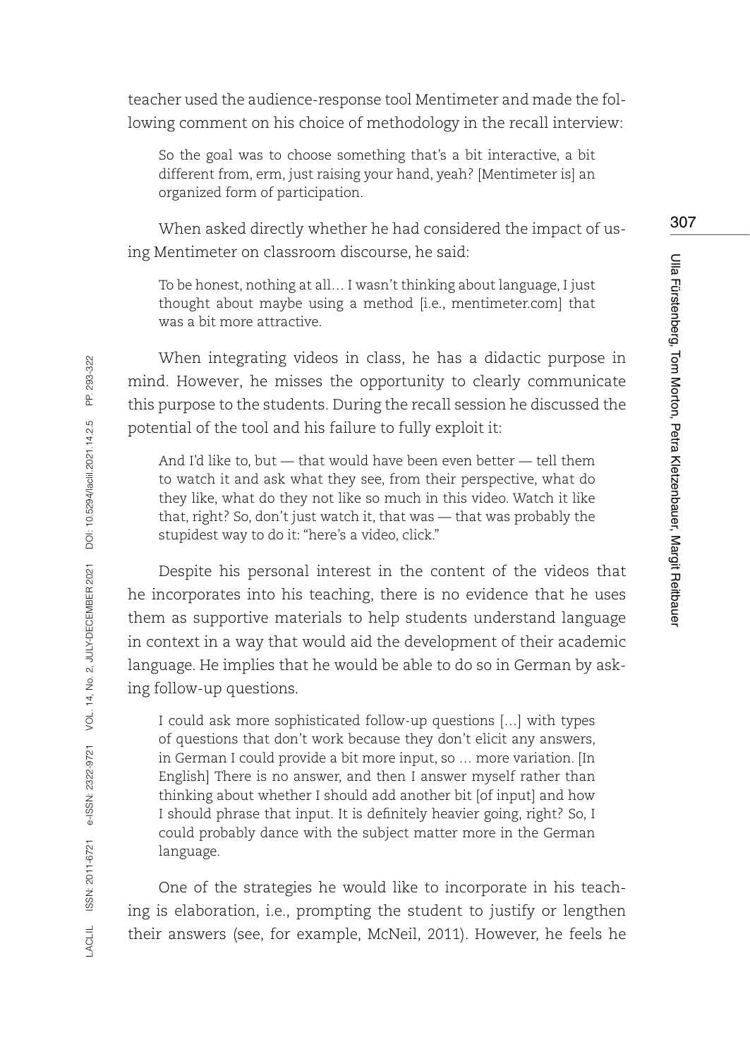teacher used the audience-response tool Mentimeter and made the following comment on his choice of methodology in the recall interview:

> So the goal was to choose something that's a bit interactive, a bit different from, erm, just raising your hand, yeah? [Mentimeter is] an organized form of participation.

When asked directly whether he had considered the impact of using Mentimeter on classroom discourse, he said:

> To be honest, nothing at all… I wasn't thinking about language, I just thought about maybe using a method [i.e., mentimeter.com] that was a bit more attractive.

When integrating videos in class, he has a didactic purpose in mind. However, he misses the opportunity to clearly communicate this purpose to the students. During the recall session he discussed the potential of the tool and his failure to fully exploit it:

> And I'd like to, but — that would have been even better — tell them to watch it and ask what they see, from their perspective, what do they like, what do they not like so much in this video. Watch it like that, right? So, don't just watch it, that was — that was probably the stupidest way to do it: "here's a video, click."

Despite his personal interest in the content of the videos that he incorporates into his teaching, there is no evidence that he uses them as supportive materials to help students understand language in context in a way that would aid the development of their academic language. He implies that he would be able to do so in German by asking follow-up questions.

> I could ask more sophisticated follow-up questions […] with types of questions that don't work because they don't elicit any answers, in German I could provide a bit more input, so … more variation. [In English] There is no answer, and then I answer myself rather than thinking about whether I should add another bit [of input] and how I should phrase that input. It is definitely heavier going, right? So, I could probably dance with the subject matter more in the German language.

One of the strategies he would like to incorporate in his teaching is elaboration, i.e., prompting the student to justify or lengthen their answers (see, for example, McNeil, 2011). However, he feels he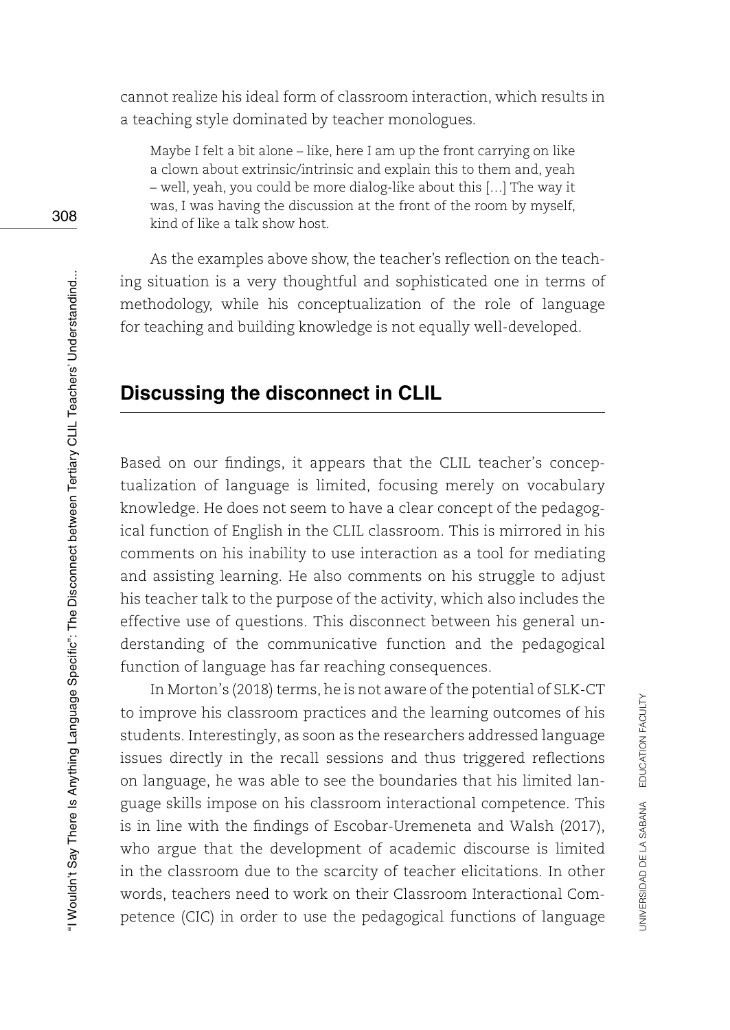cannot realize his ideal form of classroom interaction, which results in a teaching style dominated by teacher monologues.

> Maybe I felt a bit alone – like, here I am up the front carrying on like a clown about extrinsic/intrinsic and explain this to them and, yeah – well, yeah, you could be more dialog-like about this […] The way it was, I was having the discussion at the front of the room by myself, kind of like a talk show host.

As the examples above show, the teacher's reflection on the teaching situation is a very thoughtful and sophisticated one in terms of methodology, while his conceptualization of the role of language for teaching and building knowledge is not equally well-developed.

## Discussing the disconnect in CLIL

Based on our findings, it appears that the CLIL teacher's conceptualization of language is limited, focusing merely on vocabulary knowledge. He does not seem to have a clear concept of the pedagogical function of English in the CLIL classroom. This is mirrored in his comments on his inability to use interaction as a tool for mediating and assisting learning. He also comments on his struggle to adjust his teacher talk to the purpose of the activity, which also includes the effective use of questions. This disconnect between his general understanding of the communicative function and the pedagogical function of language has far reaching consequences.

In Morton's (2018) terms, he is not aware of the potential of SLK-CT to improve his classroom practices and the learning outcomes of his students. Interestingly, as soon as the researchers addressed language issues directly in the recall sessions and thus triggered reflections on language, he was able to see the boundaries that his limited language skills impose on his classroom interactional competence. This is in line with the findings of Escobar-Uremeneta and Walsh (2017), who argue that the development of academic discourse is limited in the classroom due to the scarcity of teacher elicitations. In other words, teachers need to work on their Classroom Interactional Competence (CIC) in order to use the pedagogical functions of language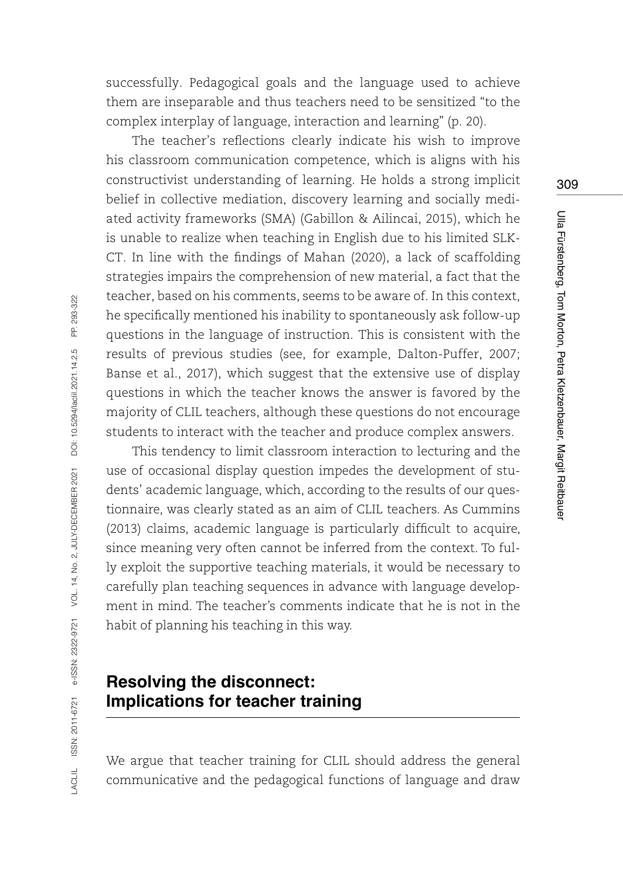successfully. Pedagogical goals and the language used to achieve them are inseparable and thus teachers need to be sensitized "to the complex interplay of language, interaction and learning" (p. 20).

The teacher's reflections clearly indicate his wish to improve his classroom communication competence, which is aligns with his constructivist understanding of learning. He holds a strong implicit belief in collective mediation, discovery learning and socially mediated activity frameworks (SMA) (Gabillon & Ailincai, 2015), which he is unable to realize when teaching in English due to his limited SLK-CT. In line with the findings of Mahan (2020), a lack of scaffolding strategies impairs the comprehension of new material, a fact that the teacher, based on his comments, seems to be aware of. In this context, he specifically mentioned his inability to spontaneously ask follow-up questions in the language of instruction. This is consistent with the results of previous studies (see, for example, Dalton-Puffer, 2007; Banse et al., 2017), which suggest that the extensive use of display questions in which the teacher knows the answer is favored by the majority of CLIL teachers, although these questions do not encourage students to interact with the teacher and produce complex answers.

This tendency to limit classroom interaction to lecturing and the use of occasional display question impedes the development of students' academic language, which, according to the results of our questionnaire, was clearly stated as an aim of CLIL teachers. As Cummins (2013) claims, academic language is particularly difficult to acquire, since meaning very often cannot be inferred from the context. To fully exploit the supportive teaching materials, it would be necessary to carefully plan teaching sequences in advance with language development in mind. The teacher's comments indicate that he is not in the habit of planning his teaching in this way.

## Resolving the disconnect: Implications for teacher training

We argue that teacher training for CLIL should address the general communicative and the pedagogical functions of language and draw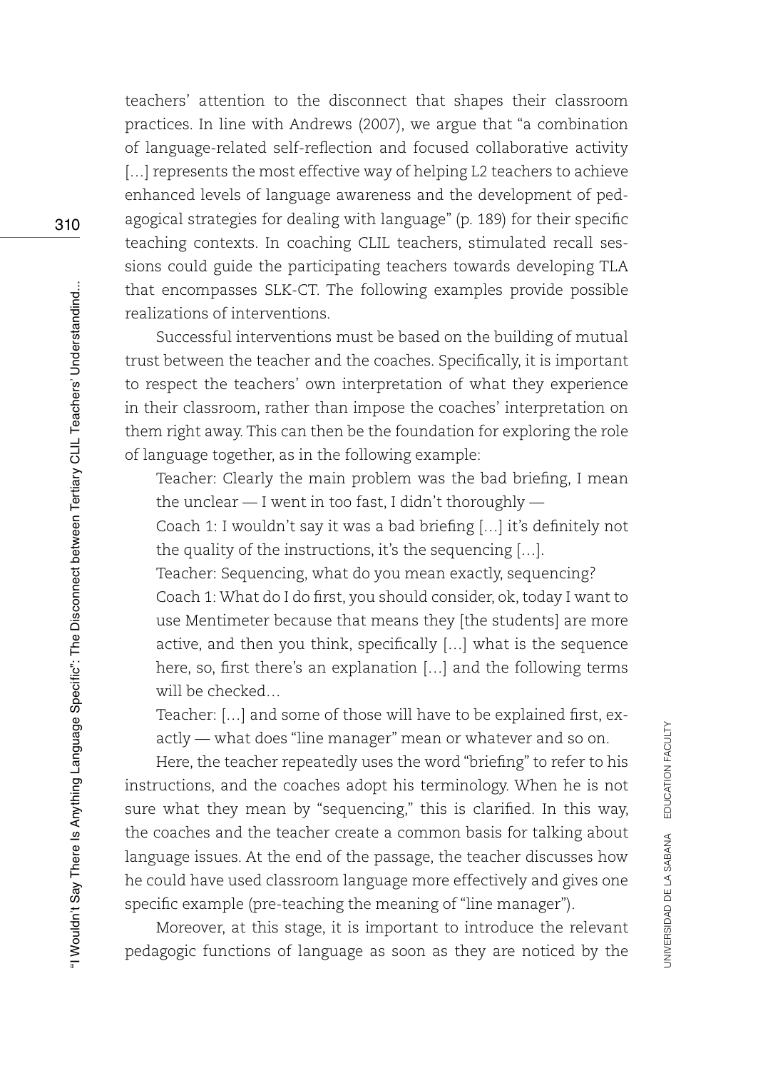teachers' attention to the disconnect that shapes their classroom practices. In line with Andrews (2007), we argue that "a combination of language-related self-reflection and focused collaborative activity […] represents the most effective way of helping L2 teachers to achieve enhanced levels of language awareness and the development of pedagogical strategies for dealing with language" (p. 189) for their specific teaching contexts. In coaching CLIL teachers, stimulated recall sessions could guide the participating teachers towards developing TLA that encompasses SLK-CT. The following examples provide possible realizations of interventions.

Successful interventions must be based on the building of mutual trust between the teacher and the coaches. Specifically, it is important to respect the teachers' own interpretation of what they experience in their classroom, rather than impose the coaches' interpretation on them right away. This can then be the foundation for exploring the role of language together, as in the following example:

> Teacher: Clearly the main problem was the bad briefing, I mean the unclear — I went in too fast, I didn't thoroughly —
>
> Coach 1: I wouldn't say it was a bad briefing […] it's definitely not the quality of the instructions, it's the sequencing […].
>
> Teacher: Sequencing, what do you mean exactly, sequencing?
>
> Coach 1: What do I do first, you should consider, ok, today I want to use Mentimeter because that means they [the students] are more active, and then you think, specifically […] what is the sequence here, so, first there's an explanation […] and the following terms will be checked…
>
> Teacher: […] and some of those will have to be explained first, exactly — what does "line manager" mean or whatever and so on.

Here, the teacher repeatedly uses the word "briefing" to refer to his instructions, and the coaches adopt his terminology. When he is not sure what they mean by "sequencing," this is clarified. In this way, the coaches and the teacher create a common basis for talking about language issues. At the end of the passage, the teacher discusses how he could have used classroom language more effectively and gives one specific example (pre-teaching the meaning of "line manager").

Moreover, at this stage, it is important to introduce the relevant pedagogic functions of language as soon as they are noticed by the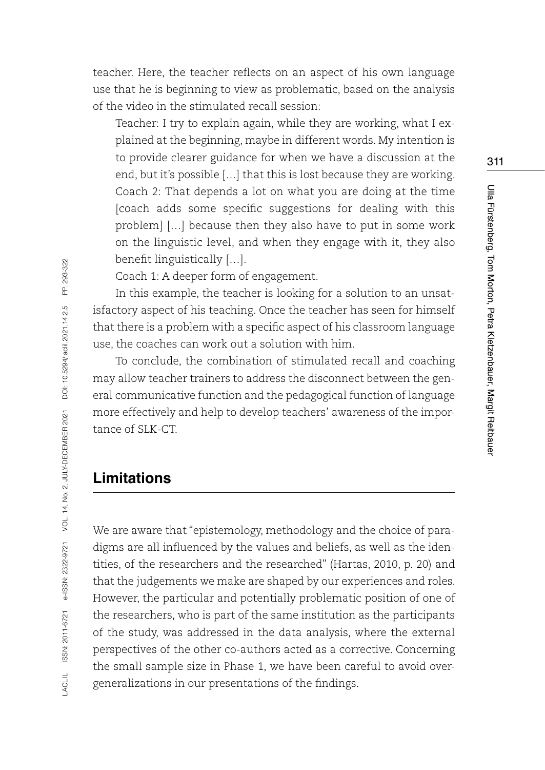teacher. Here, the teacher reflects on an aspect of his own language use that he is beginning to view as problematic, based on the analysis of the video in the stimulated recall session:

> Teacher: I try to explain again, while they are working, what I explained at the beginning, maybe in different words. My intention is to provide clearer guidance for when we have a discussion at the end, but it's possible […] that this is lost because they are working.
>
> Coach 2: That depends a lot on what you are doing at the time [coach adds some specific suggestions for dealing with this problem] […] because then they also have to put in some work on the linguistic level, and when they engage with it, they also benefit linguistically […].
>
> Coach 1: A deeper form of engagement.

In this example, the teacher is looking for a solution to an unsatisfactory aspect of his teaching. Once the teacher has seen for himself that there is a problem with a specific aspect of his classroom language use, the coaches can work out a solution with him.

To conclude, the combination of stimulated recall and coaching may allow teacher trainers to address the disconnect between the general communicative function and the pedagogical function of language more effectively and help to develop teachers' awareness of the importance of SLK-CT.

## Limitations

We are aware that "epistemology, methodology and the choice of paradigms are all influenced by the values and beliefs, as well as the identities, of the researchers and the researched" (Hartas, 2010, p. 20) and that the judgements we make are shaped by our experiences and roles. However, the particular and potentially problematic position of one of the researchers, who is part of the same institution as the participants of the study, was addressed in the data analysis, where the external perspectives of the other co-authors acted as a corrective. Concerning the small sample size in Phase 1, we have been careful to avoid overgeneralizations in our presentations of the findings.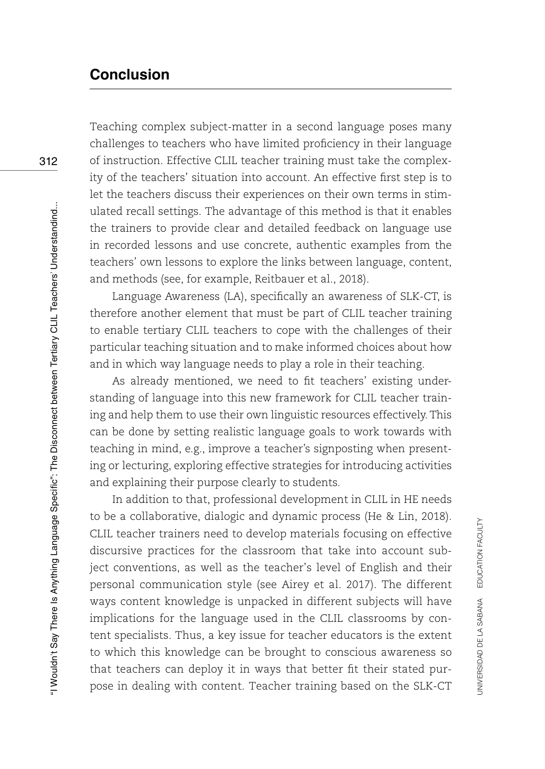## Conclusion

Teaching complex subject-matter in a second language poses many challenges to teachers who have limited proficiency in their language of instruction. Effective CLIL teacher training must take the complexity of the teachers' situation into account. An effective first step is to let the teachers discuss their experiences on their own terms in stimulated recall settings. The advantage of this method is that it enables the trainers to provide clear and detailed feedback on language use in recorded lessons and use concrete, authentic examples from the teachers' own lessons to explore the links between language, content, and methods (see, for example, Reitbauer et al., 2018).

Language Awareness (LA), specifically an awareness of SLK-CT, is therefore another element that must be part of CLIL teacher training to enable tertiary CLIL teachers to cope with the challenges of their particular teaching situation and to make informed choices about how and in which way language needs to play a role in their teaching.

As already mentioned, we need to fit teachers' existing understanding of language into this new framework for CLIL teacher training and help them to use their own linguistic resources effectively. This can be done by setting realistic language goals to work towards with teaching in mind, e.g., improve a teacher's signposting when presenting or lecturing, exploring effective strategies for introducing activities and explaining their purpose clearly to students.

In addition to that, professional development in CLIL in HE needs to be a collaborative, dialogic and dynamic process (He & Lin, 2018). CLIL teacher trainers need to develop materials focusing on effective discursive practices for the classroom that take into account subject conventions, as well as the teacher's level of English and their personal communication style (see Airey et al. 2017). The different ways content knowledge is unpacked in different subjects will have implications for the language used in the CLIL classrooms by content specialists. Thus, a key issue for teacher educators is the extent to which this knowledge can be brought to conscious awareness so that teachers can deploy it in ways that better fit their stated purpose in dealing with content. Teacher training based on the SLK-CT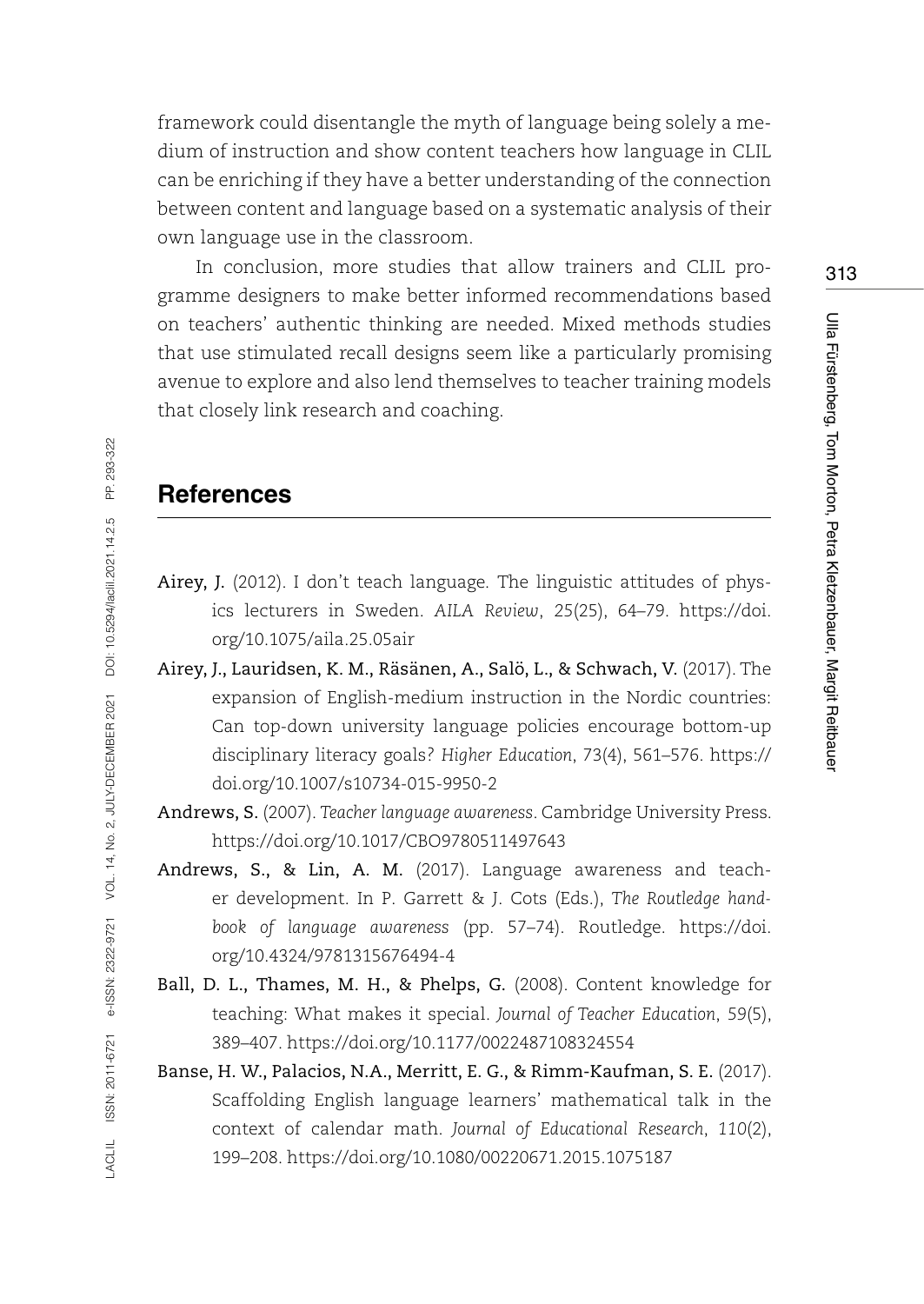framework could disentangle the myth of language being solely a medium of instruction and show content teachers how language in CLIL can be enriching if they have a better understanding of the connection between content and language based on a systematic analysis of their own language use in the classroom.

In conclusion, more studies that allow trainers and CLIL programme designers to make better informed recommendations based on teachers' authentic thinking are needed. Mixed methods studies that use stimulated recall designs seem like a particularly promising avenue to explore and also lend themselves to teacher training models that closely link research and coaching.

## References

**Airey, J.** (2012). I don't teach language. The linguistic attitudes of physics lecturers in Sweden. *AILA Review*, 25(25), 64–79. https://doi.org/10.1075/aila.25.05air

**Airey, J., Lauridsen, K. M., Räsänen, A., Salö, L., & Schwach, V.** (2017). The expansion of English-medium instruction in the Nordic countries: Can top-down university language policies encourage bottom-up disciplinary literacy goals? *Higher Education*, 73(4), 561–576. https://doi.org/10.1007/s10734-015-9950-2

**Andrews, S.** (2007). *Teacher language awareness*. Cambridge University Press. https://doi.org/10.1017/CBO9780511497643

**Andrews, S., & Lin, A. M.** (2017). Language awareness and teacher development. In P. Garrett & J. Cots (Eds.), *The Routledge handbook of language awareness* (pp. 57–74). Routledge. https://doi.org/10.4324/9781315676494-4

**Ball, D. L., Thames, M. H., & Phelps, G.** (2008). Content knowledge for teaching: What makes it special. *Journal of Teacher Education*, 59(5), 389–407. https://doi.org/10.1177/0022487108324554

**Banse, H. W., Palacios, N.A., Merritt, E. G., & Rimm-Kaufman, S. E.** (2017). Scaffolding English language learners' mathematical talk in the context of calendar math. *Journal of Educational Research*, *110*(2), 199–208. https://doi.org/10.1080/00220671.2015.1075187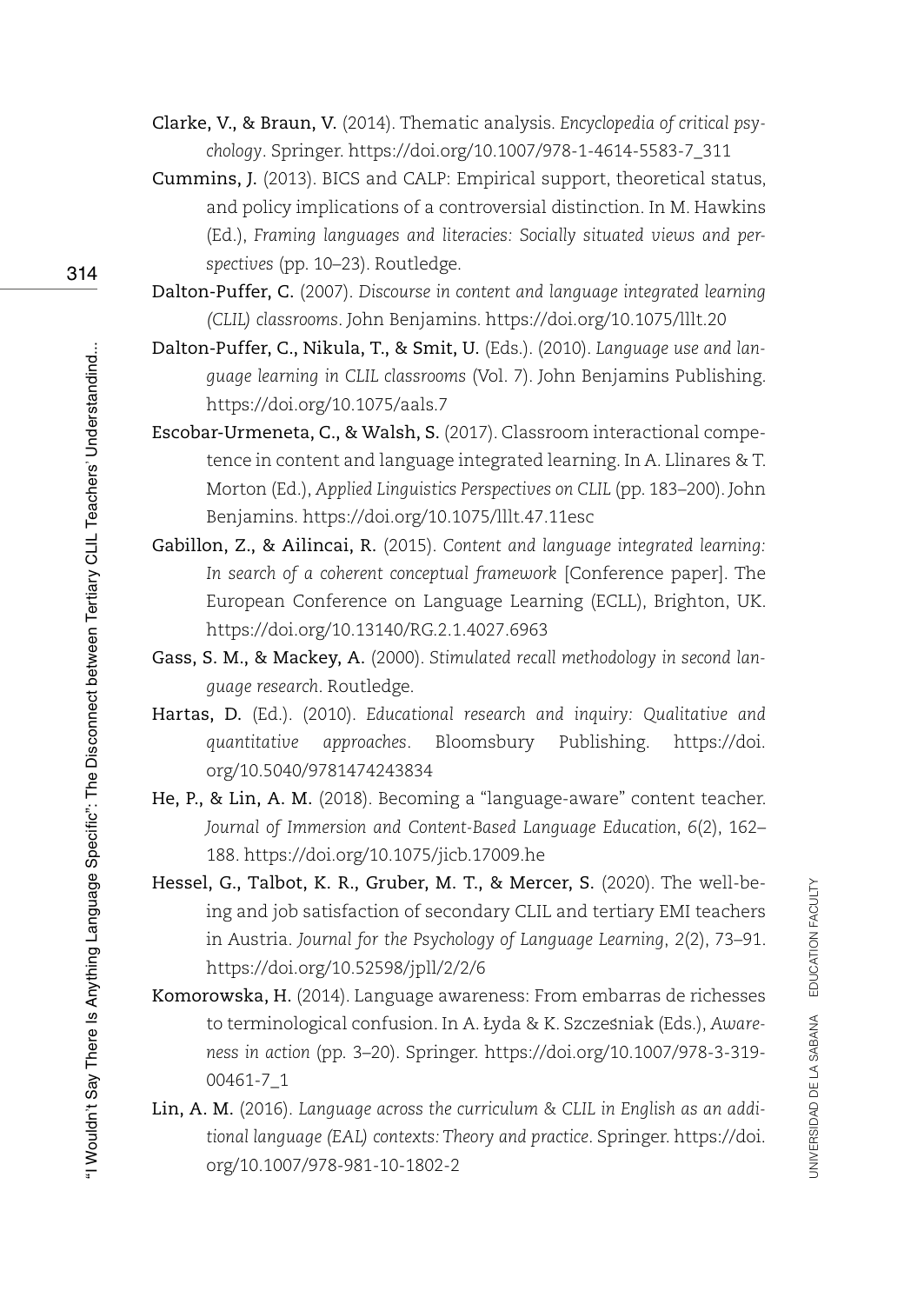**Clarke, V., & Braun, V.** (2014). Thematic analysis. *Encyclopedia of critical psychology*. Springer. https://doi.org/10.1007/978-1-4614-5583-7_311

**Cummins, J.** (2013). BICS and CALP: Empirical support, theoretical status, and policy implications of a controversial distinction. In M. Hawkins (Ed.), *Framing languages and literacies: Socially situated views and perspectives* (pp. 10–23). Routledge.

**Dalton-Puffer, C.** (2007). *Discourse in content and language integrated learning (CLIL) classrooms*. John Benjamins. https://doi.org/10.1075/lllt.20

**Dalton-Puffer, C., Nikula, T., & Smit, U.** (Eds.). (2010). *Language use and language learning in CLIL classrooms* (Vol. 7). John Benjamins Publishing. https://doi.org/10.1075/aals.7

**Escobar-Urmeneta, C., & Walsh, S.** (2017). Classroom interactional competence in content and language integrated learning. In A. Llinares & T. Morton (Ed.), *Applied Linguistics Perspectives on CLIL* (pp. 183–200). John Benjamins. https://doi.org/10.1075/lllt.47.11esc

**Gabillon, Z., & Ailincai, R.** (2015). *Content and language integrated learning: In search of a coherent conceptual framework* [Conference paper]. The European Conference on Language Learning (ECLL), Brighton, UK. https://doi.org/10.13140/RG.2.1.4027.6963

**Gass, S. M., & Mackey, A.** (2000). *Stimulated recall methodology in second language research*. Routledge.

**Hartas, D.** (Ed.). (2010). *Educational research and inquiry: Qualitative and quantitative approaches*. Bloomsbury Publishing. https://doi.org/10.5040/9781474243834

**He, P., & Lin, A. M.** (2018). Becoming a "language-aware" content teacher. *Journal of Immersion and Content-Based Language Education*, 6(2), 162–188. https://doi.org/10.1075/jicb.17009.he

**Hessel, G., Talbot, K. R., Gruber, M. T., & Mercer, S.** (2020). The well-being and job satisfaction of secondary CLIL and tertiary EMI teachers in Austria. *Journal for the Psychology of Language Learning*, 2(2), 73–91. https://doi.org/10.52598/jpll/2/2/6

**Komorowska, H.** (2014). Language awareness: From embarras de richesses to terminological confusion. In A. Łyda & K. Szcześniak (Eds.), *Awareness in action* (pp. 3–20). Springer. https://doi.org/10.1007/978-3-319-00461-7_1

**Lin, A. M.** (2016). *Language across the curriculum & CLIL in English as an additional language (EAL) contexts: Theory and practice*. Springer. https://doi.org/10.1007/978-981-10-1802-2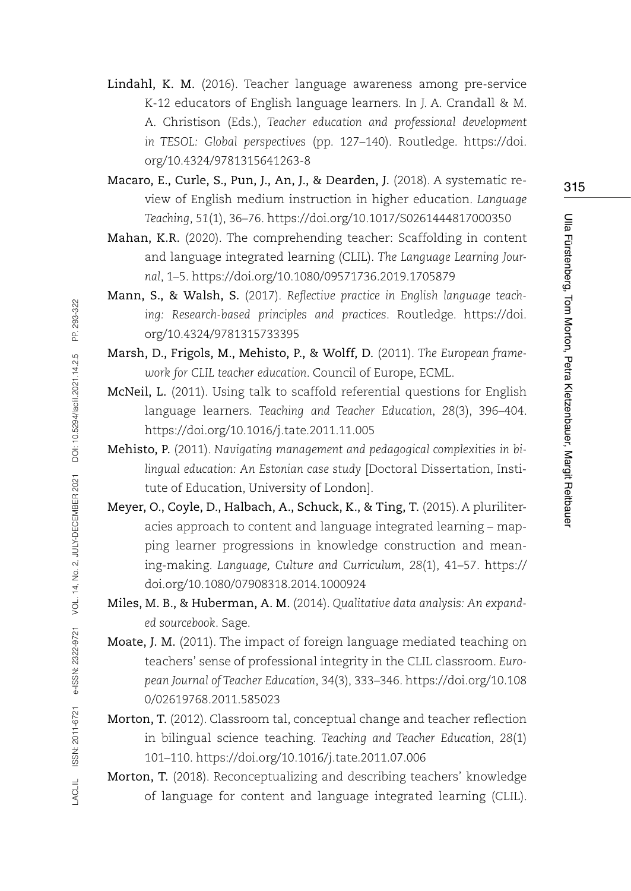**Lindahl, K. M.** (2016). Teacher language awareness among pre-service K-12 educators of English language learners. In J. A. Crandall & M. A. Christison (Eds.), *Teacher education and professional development in TESOL: Global perspectives* (pp. 127–140). Routledge. https://doi.org/10.4324/9781315641263-8

**Macaro, E., Curle, S., Pun, J., An, J., & Dearden, J.** (2018). A systematic review of English medium instruction in higher education. *Language Teaching*, *51*(1), 36–76. https://doi.org/10.1017/S0261444817000350

**Mahan, K.R.** (2020). The comprehending teacher: Scaffolding in content and language integrated learning (CLIL). *The Language Learning Journal*, 1–5. https://doi.org/10.1080/09571736.2019.1705879

**Mann, S., & Walsh, S.** (2017). *Reflective practice in English language teaching: Research-based principles and practices*. Routledge. https://doi.org/10.4324/9781315733395

**Marsh, D., Frigols, M., Mehisto, P., & Wolff, D.** (2011). *The European framework for CLIL teacher education*. Council of Europe, ECML.

**McNeil, L.** (2011). Using talk to scaffold referential questions for English language learners. *Teaching and Teacher Education*, *28*(3), 396–404. https://doi.org/10.1016/j.tate.2011.11.005

**Mehisto, P.** (2011). *Navigating management and pedagogical complexities in bilingual education: An Estonian case study* [Doctoral Dissertation, Institute of Education, University of London].

**Meyer, O., Coyle, D., Halbach, A., Schuck, K., & Ting, T.** (2015). A pluriliteracies approach to content and language integrated learning – mapping learner progressions in knowledge construction and meaning-making. *Language, Culture and Curriculum*, *28*(1), 41–57. https://doi.org/10.1080/07908318.2014.1000924

**Miles, M. B., & Huberman, A. M.** (2014). *Qualitative data analysis: An expanded sourcebook*. Sage.

**Moate, J. M.** (2011). The impact of foreign language mediated teaching on teachers' sense of professional integrity in the CLIL classroom. *European Journal of Teacher Education*, *34*(3), 333–346. https://doi.org/10.1080/02619768.2011.585023

**Morton, T.** (2012). Classroom tal, conceptual change and teacher reflection in bilingual science teaching. *Teaching and Teacher Education*, *28*(1) 101–110. https://doi.org/10.1016/j.tate.2011.07.006

**Morton, T.** (2018). Reconceptualizing and describing teachers' knowledge of language for content and language integrated learning (CLIL).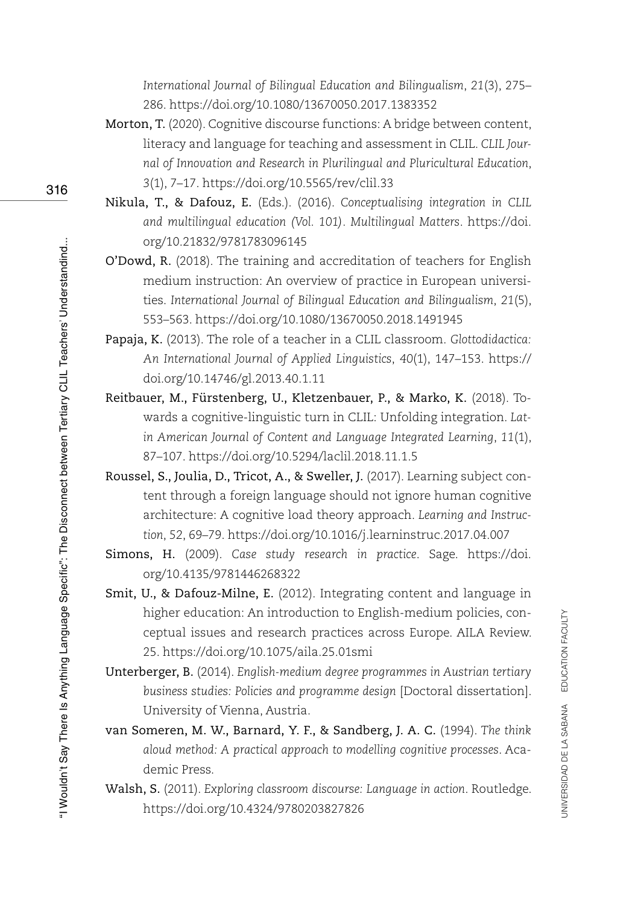*International Journal of Bilingual Education and Bilingualism*, *21*(3), 275–286. https://doi.org/10.1080/13670050.2017.1383352

**Morton, T.** (2020). Cognitive discourse functions: A bridge between content, literacy and language for teaching and assessment in CLIL. *CLIL Journal of Innovation and Research in Plurilingual and Pluricultural Education*, *3*(1), 7–17. https://doi.org/10.5565/rev/clil.33

**Nikula, T., & Dafouz, E.** (Eds.). (2016). *Conceptualising integration in CLIL and multilingual education (Vol. 101). Multilingual Matters*. https://doi.org/10.21832/9781783096145

**O'Dowd, R.** (2018). The training and accreditation of teachers for English medium instruction: An overview of practice in European universities. *International Journal of Bilingual Education and Bilingualism*, *21*(5), 553–563. https://doi.org/10.1080/13670050.2018.1491945

**Papaja, K.** (2013). The role of a teacher in a CLIL classroom. *Glottodidactica: An International Journal of Applied Linguistics*, *40*(1), 147–153. https://doi.org/10.14746/gl.2013.40.1.11

**Reitbauer, M., Fürstenberg, U., Kletzenbauer, P., & Marko, K.** (2018). Towards a cognitive-linguistic turn in CLIL: Unfolding integration. *Latin American Journal of Content and Language Integrated Learning*, *11*(1), 87–107. https://doi.org/10.5294/laclil.2018.11.1.5

**Roussel, S., Joulia, D., Tricot, A., & Sweller, J.** (2017). Learning subject content through a foreign language should not ignore human cognitive architecture: A cognitive load theory approach. *Learning and Instruction*, *52*, 69–79. https://doi.org/10.1016/j.learninstruc.2017.04.007

**Simons, H.** (2009). *Case study research in practice*. Sage. https://doi.org/10.4135/9781446268322

**Smit, U., & Dafouz-Milne, E.** (2012). Integrating content and language in higher education: An introduction to English-medium policies, conceptual issues and research practices across Europe. AILA Review. 25. https://doi.org/10.1075/aila.25.01smi

**Unterberger, B.** (2014). *English-medium degree programmes in Austrian tertiary business studies: Policies and programme design* [Doctoral dissertation]. University of Vienna, Austria.

**van Someren, M. W., Barnard, Y. F., & Sandberg, J. A. C.** (1994). *The think aloud method: A practical approach to modelling cognitive processes*. Academic Press.

**Walsh, S.** (2011). *Exploring classroom discourse: Language in action*. Routledge. https://doi.org/10.4324/9780203827826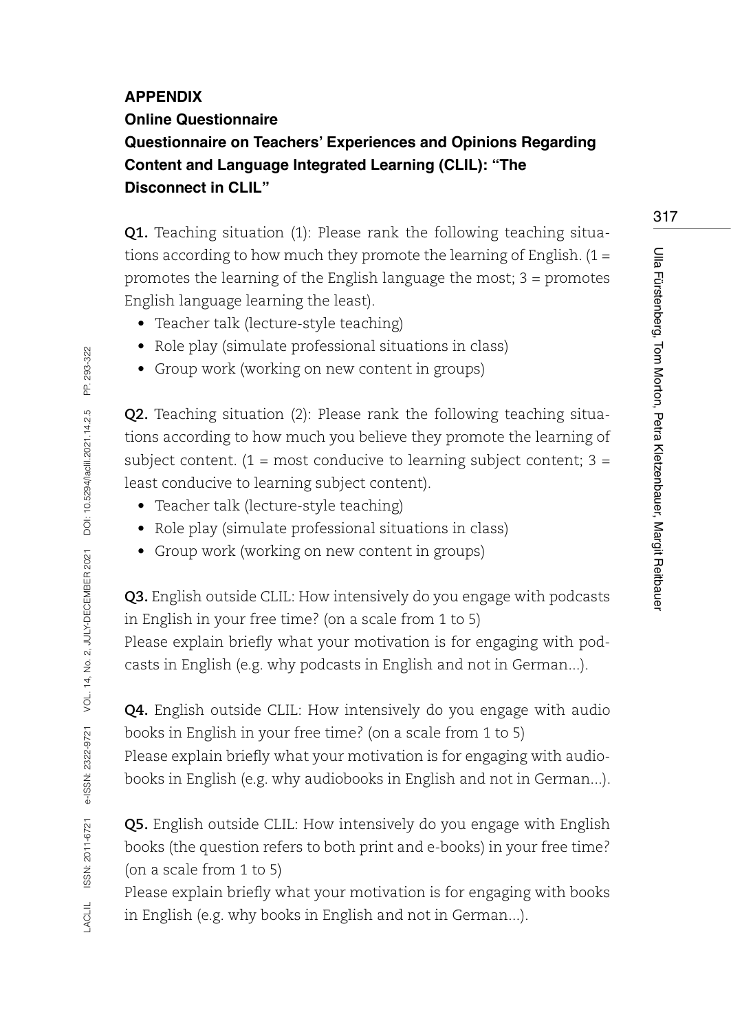## APPENDIX

### Online Questionnaire

### Questionnaire on Teachers' Experiences and Opinions Regarding Content and Language Integrated Learning (CLIL): "The Disconnect in CLIL"

**Q1.** Teaching situation (1): Please rank the following teaching situations according to how much they promote the learning of English. (1 = promotes the learning of the English language the most; 3 = promotes English language learning the least).

- Teacher talk (lecture-style teaching)
- Role play (simulate professional situations in class)
- Group work (working on new content in groups)

**Q2.** Teaching situation (2): Please rank the following teaching situations according to how much you believe they promote the learning of subject content. (1 = most conducive to learning subject content; 3 = least conducive to learning subject content).

- Teacher talk (lecture-style teaching)
- Role play (simulate professional situations in class)
- Group work (working on new content in groups)

**Q3.** English outside CLIL: How intensively do you engage with podcasts in English in your free time? (on a scale from 1 to 5)
Please explain briefly what your motivation is for engaging with podcasts in English (e.g. why podcasts in English and not in German...).

**Q4.** English outside CLIL: How intensively do you engage with audio books in English in your free time? (on a scale from 1 to 5)
Please explain briefly what your motivation is for engaging with audiobooks in English (e.g. why audiobooks in English and not in German...).

**Q5.** English outside CLIL: How intensively do you engage with English books (the question refers to both print and e-books) in your free time? (on a scale from 1 to 5)
Please explain briefly what your motivation is for engaging with books in English (e.g. why books in English and not in German...).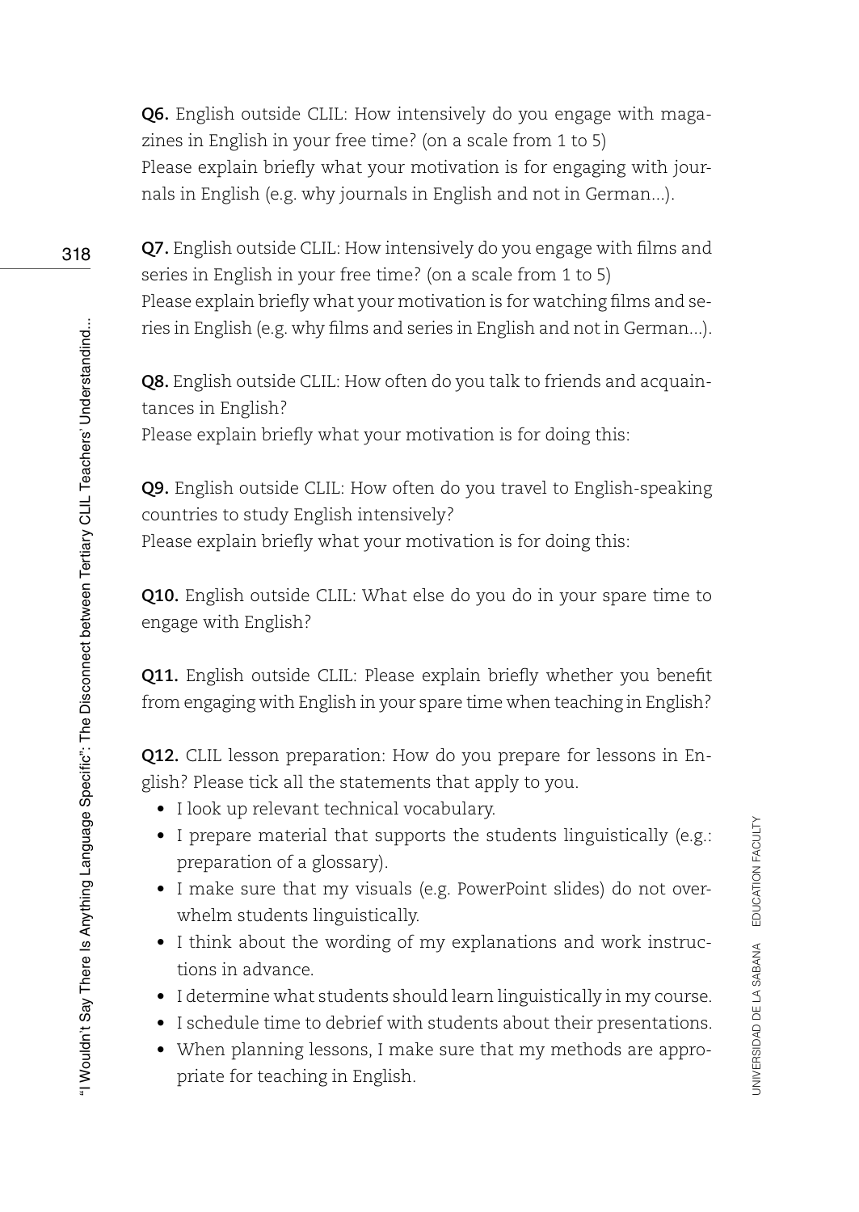**Q6.** English outside CLIL: How intensively do you engage with magazines in English in your free time? (on a scale from 1 to 5)
Please explain briefly what your motivation is for engaging with journals in English (e.g. why journals in English and not in German…).

**Q7.** English outside CLIL: How intensively do you engage with films and series in English in your free time? (on a scale from 1 to 5)
Please explain briefly what your motivation is for watching films and series in English (e.g. why films and series in English and not in German…).

**Q8.** English outside CLIL: How often do you talk to friends and acquaintances in English?
Please explain briefly what your motivation is for doing this:

**Q9.** English outside CLIL: How often do you travel to English-speaking countries to study English intensively?
Please explain briefly what your motivation is for doing this:

**Q10.** English outside CLIL: What else do you do in your spare time to engage with English?

**Q11.** English outside CLIL: Please explain briefly whether you benefit from engaging with English in your spare time when teaching in English?

**Q12.** CLIL lesson preparation: How do you prepare for lessons in English? Please tick all the statements that apply to you.

- I look up relevant technical vocabulary.
- I prepare material that supports the students linguistically (e.g.: preparation of a glossary).
- I make sure that my visuals (e.g. PowerPoint slides) do not overwhelm students linguistically.
- I think about the wording of my explanations and work instructions in advance.
- I determine what students should learn linguistically in my course.
- I schedule time to debrief with students about their presentations.
- When planning lessons, I make sure that my methods are appropriate for teaching in English.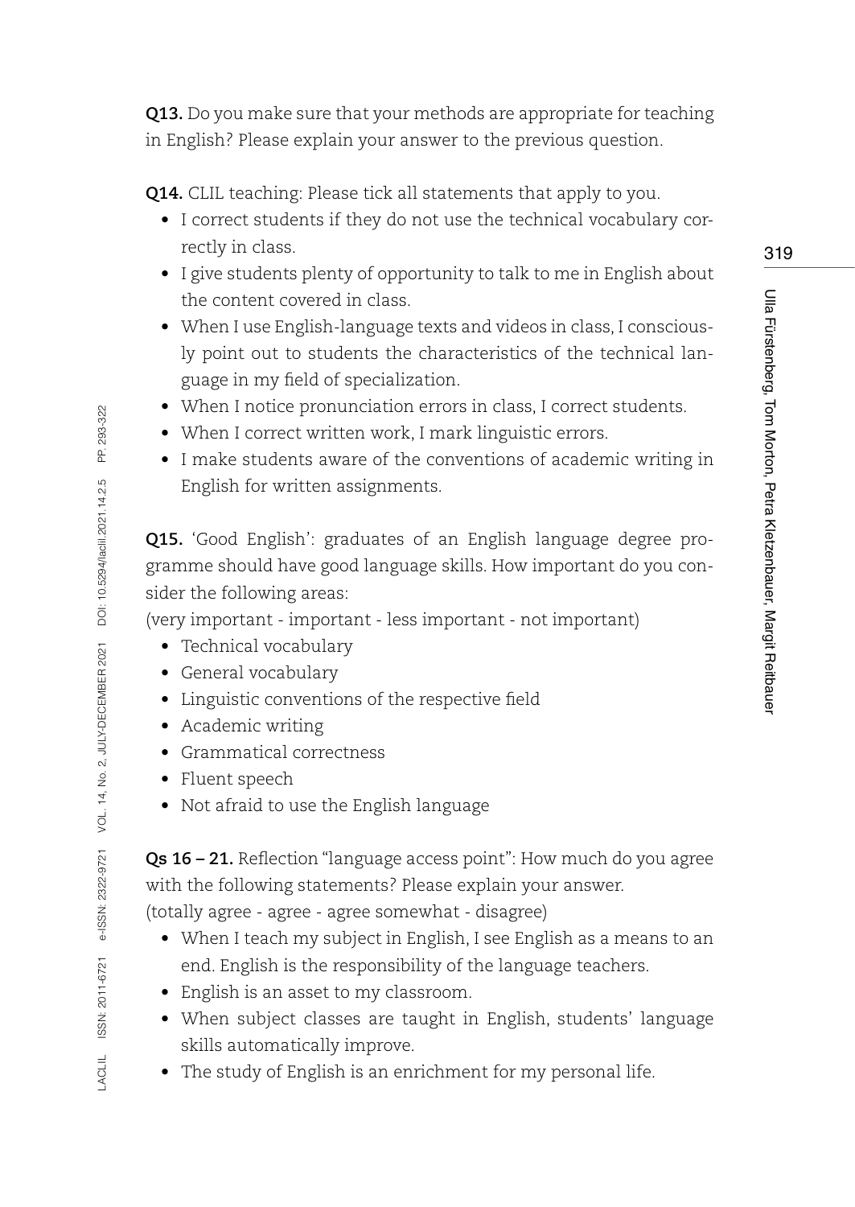**Q13.** Do you make sure that your methods are appropriate for teaching in English? Please explain your answer to the previous question.

**Q14.** CLIL teaching: Please tick all statements that apply to you.

- I correct students if they do not use the technical vocabulary correctly in class.
- I give students plenty of opportunity to talk to me in English about the content covered in class.
- When I use English-language texts and videos in class, I consciously point out to students the characteristics of the technical language in my field of specialization.
- When I notice pronunciation errors in class, I correct students.
- When I correct written work, I mark linguistic errors.
- I make students aware of the conventions of academic writing in English for written assignments.

**Q15.** 'Good English': graduates of an English language degree programme should have good language skills. How important do you consider the following areas:
(very important - important - less important - not important)

- Technical vocabulary
- General vocabulary
- Linguistic conventions of the respective field
- Academic writing
- Grammatical correctness
- Fluent speech
- Not afraid to use the English language

**Qs 16 – 21.** Reflection "language access point": How much do you agree with the following statements? Please explain your answer.
(totally agree - agree - agree somewhat - disagree)

- When I teach my subject in English, I see English as a means to an end. English is the responsibility of the language teachers.
- English is an asset to my classroom.
- When subject classes are taught in English, students' language skills automatically improve.
- The study of English is an enrichment for my personal life.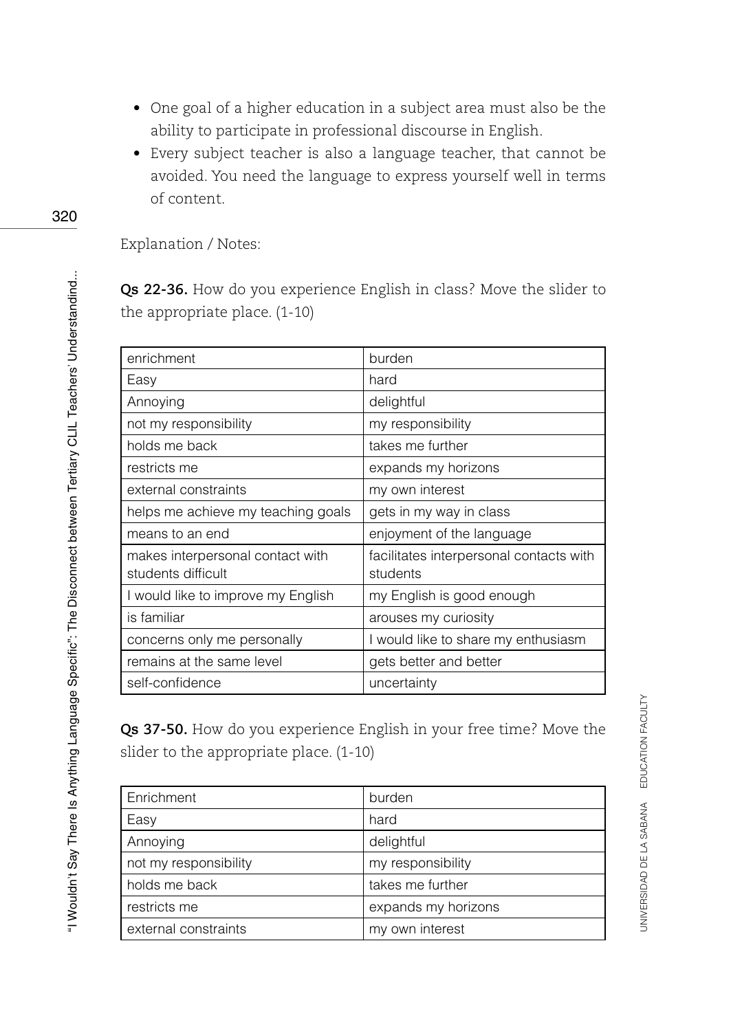- One goal of a higher education in a subject area must also be the ability to participate in professional discourse in English.
- Every subject teacher is also a language teacher, that cannot be avoided. You need the language to express yourself well in terms of content.

Explanation / Notes:

**Qs 22-36.** How do you experience English in class? Move the slider to the appropriate place. (1-10)

| enrichment | burden |
|---|---|
| Easy | hard |
| Annoying | delightful |
| not my responsibility | my responsibility |
| holds me back | takes me further |
| restricts me | expands my horizons |
| external constraints | my own interest |
| helps me achieve my teaching goals | gets in my way in class |
| means to an end | enjoyment of the language |
| makes interpersonal contact with students difficult | facilitates interpersonal contacts with students |
| I would like to improve my English | my English is good enough |
| is familiar | arouses my curiosity |
| concerns only me personally | I would like to share my enthusiasm |
| remains at the same level | gets better and better |
| self-confidence | uncertainty |

**Qs 37-50.** How do you experience English in your free time? Move the slider to the appropriate place. (1-10)

| Enrichment | burden |
|---|---|
| Easy | hard |
| Annoying | delightful |
| not my responsibility | my responsibility |
| holds me back | takes me further |
| restricts me | expands my horizons |
| external constraints | my own interest |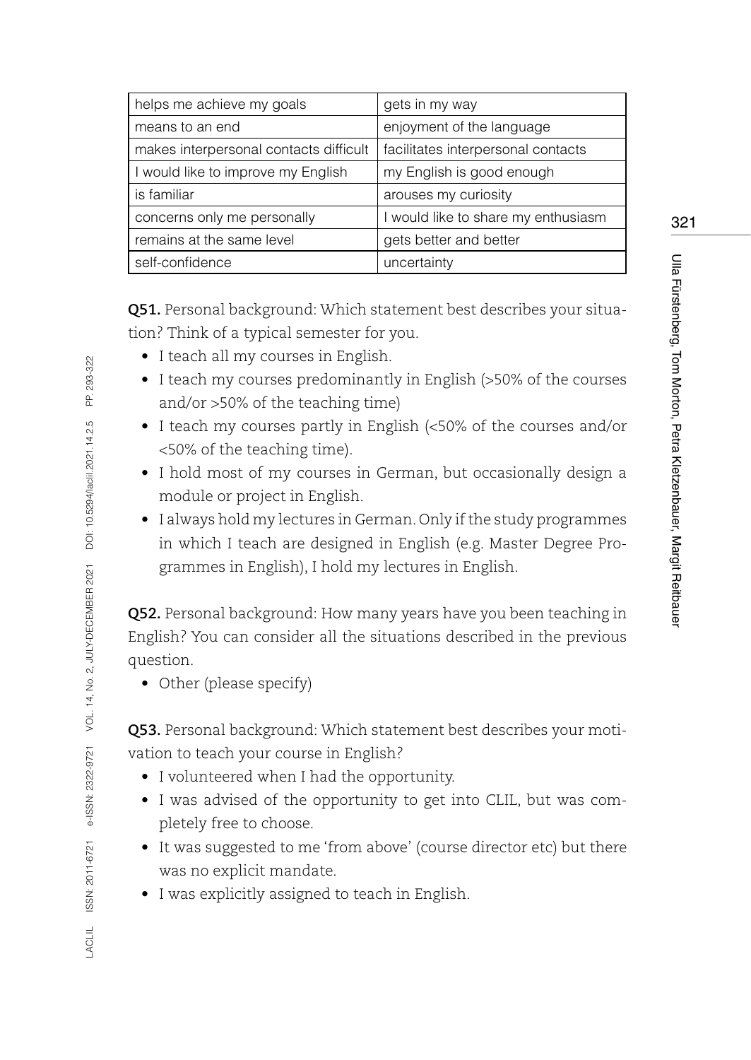| helps me achieve my goals | gets in my way |
|---|---|
| means to an end | enjoyment of the language |
| makes interpersonal contacts difficult | facilitates interpersonal contacts |
| I would like to improve my English | my English is good enough |
| is familiar | arouses my curiosity |
| concerns only me personally | I would like to share my enthusiasm |
| remains at the same level | gets better and better |
| self-confidence | uncertainty |

**Q51.** Personal background: Which statement best describes your situation? Think of a typical semester for you.

- I teach all my courses in English.
- I teach my courses predominantly in English (>50% of the courses and/or >50% of the teaching time)
- I teach my courses partly in English (<50% of the courses and/or <50% of the teaching time).
- I hold most of my courses in German, but occasionally design a module or project in English.
- I always hold my lectures in German. Only if the study programmes in which I teach are designed in English (e.g. Master Degree Programmes in English), I hold my lectures in English.

**Q52.** Personal background: How many years have you been teaching in English? You can consider all the situations described in the previous question.

- Other (please specify)

**Q53.** Personal background: Which statement best describes your motivation to teach your course in English?

- I volunteered when I had the opportunity.
- I was advised of the opportunity to get into CLIL, but was completely free to choose.
- It was suggested to me 'from above' (course director etc) but there was no explicit mandate.
- I was explicitly assigned to teach in English.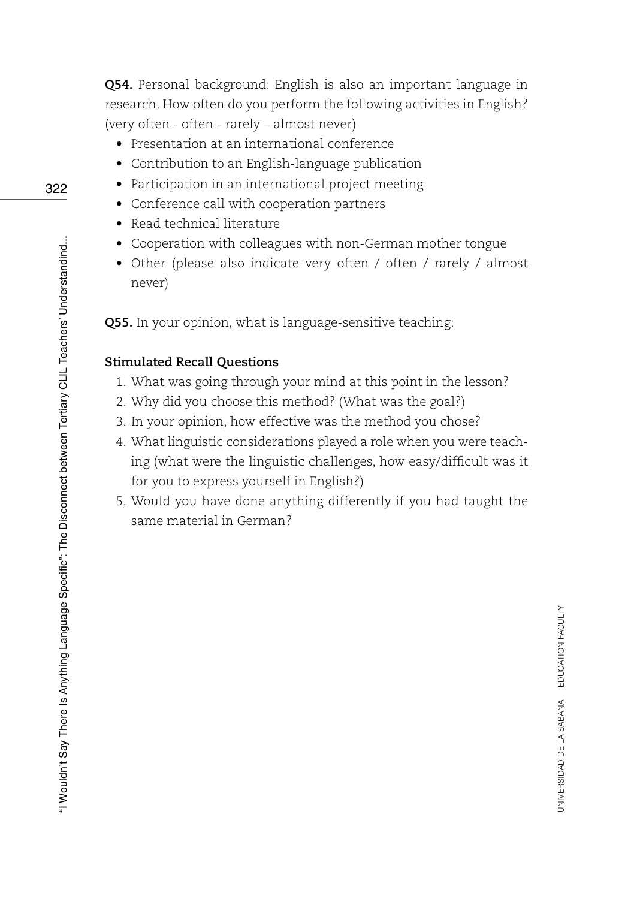**Q54.** Personal background: English is also an important language in research. How often do you perform the following activities in English? (very often - often - rarely – almost never)

- Presentation at an international conference
- Contribution to an English-language publication
- Participation in an international project meeting
- Conference call with cooperation partners
- Read technical literature
- Cooperation with colleagues with non-German mother tongue
- Other (please also indicate very often / often / rarely / almost never)

**Q55.** In your opinion, what is language-sensitive teaching:

**Stimulated Recall Questions**

1. What was going through your mind at this point in the lesson?
2. Why did you choose this method? (What was the goal?)
3. In your opinion, how effective was the method you chose?
4. What linguistic considerations played a role when you were teaching (what were the linguistic challenges, how easy/difficult was it for you to express yourself in English?)
5. Would you have done anything differently if you had taught the same material in German?